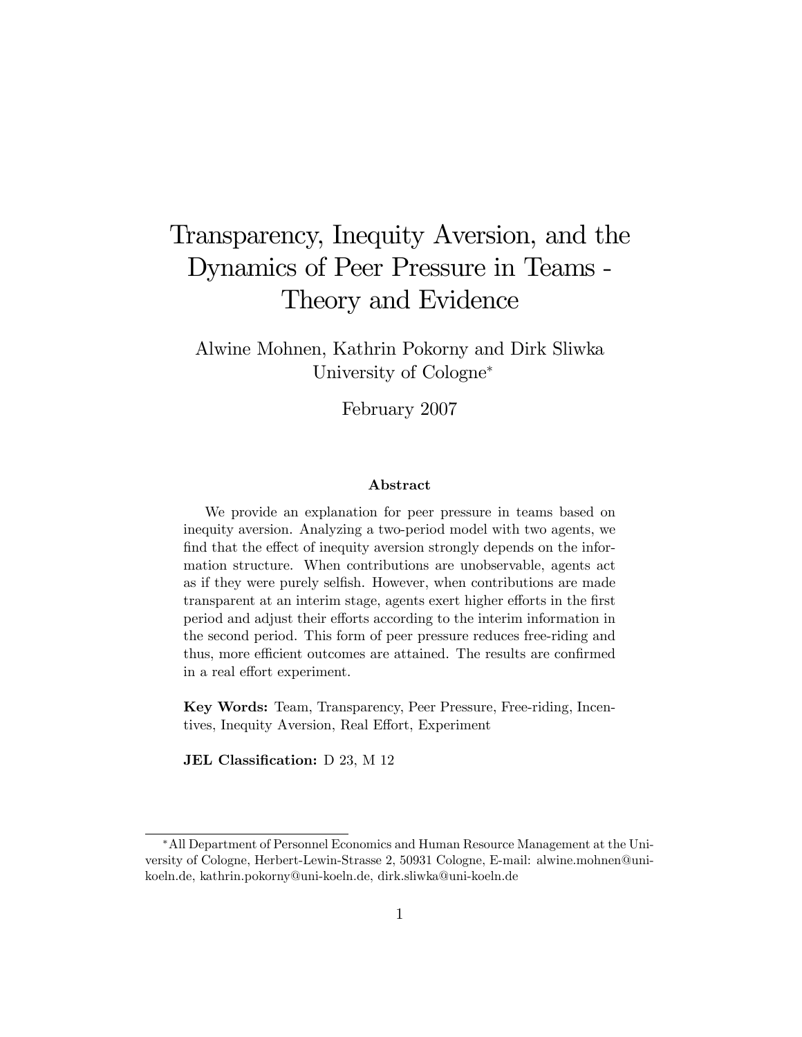# Transparency, Inequity Aversion, and the Dynamics of Peer Pressure in Teams - Theory and Evidence

Alwine Mohnen, Kathrin Pokorny and Dirk Sliwka
University of Cologne*

February 2007

### Abstract

We provide an explanation for peer pressure in teams based on inequity aversion. Analyzing a two-period model with two agents, we find that the effect of inequity aversion strongly depends on the information structure. When contributions are unobservable, agents act as if they were purely selfish. However, when contributions are made transparent at an interim stage, agents exert higher efforts in the first period and adjust their efforts according to the interim information in the second period. This form of peer pressure reduces free-riding and thus, more efficient outcomes are attained. The results are confirmed in a real effort experiment.

**Key Words:** Team, Transparency, Peer Pressure, Free-riding, Incentives, Inequity Aversion, Real Effort, Experiment

**JEL Classification:** D 23, M 12

---

*All Department of Personnel Economics and Human Resource Management at the University of Cologne, Herbert-Lewin-Strasse 2, 50931 Cologne, E-mail: alwine.mohnen@uni-koeln.de, kathrin.pokorny@uni-koeln.de, dirk.sliwka@uni-koeln.de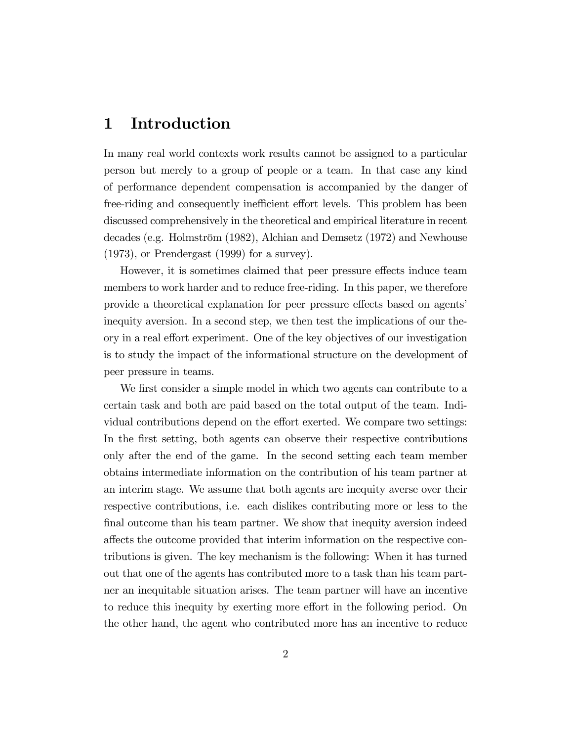# 1 Introduction

In many real world contexts work results cannot be assigned to a particular person but merely to a group of people or a team. In that case any kind of performance dependent compensation is accompanied by the danger of free-riding and consequently inefficient effort levels. This problem has been discussed comprehensively in the theoretical and empirical literature in recent decades (e.g. Holmström (1982), Alchian and Demsetz (1972) and Newhouse (1973), or Prendergast (1999) for a survey).

However, it is sometimes claimed that peer pressure effects induce team members to work harder and to reduce free-riding. In this paper, we therefore provide a theoretical explanation for peer pressure effects based on agents' inequity aversion. In a second step, we then test the implications of our theory in a real effort experiment. One of the key objectives of our investigation is to study the impact of the informational structure on the development of peer pressure in teams.

We first consider a simple model in which two agents can contribute to a certain task and both are paid based on the total output of the team. Individual contributions depend on the effort exerted. We compare two settings: In the first setting, both agents can observe their respective contributions only after the end of the game. In the second setting each team member obtains intermediate information on the contribution of his team partner at an interim stage. We assume that both agents are inequity averse over their respective contributions, i.e. each dislikes contributing more or less to the final outcome than his team partner. We show that inequity aversion indeed affects the outcome provided that interim information on the respective contributions is given. The key mechanism is the following: When it has turned out that one of the agents has contributed more to a task than his team partner an inequitable situation arises. The team partner will have an incentive to reduce this inequity by exerting more effort in the following period. On the other hand, the agent who contributed more has an incentive to reduce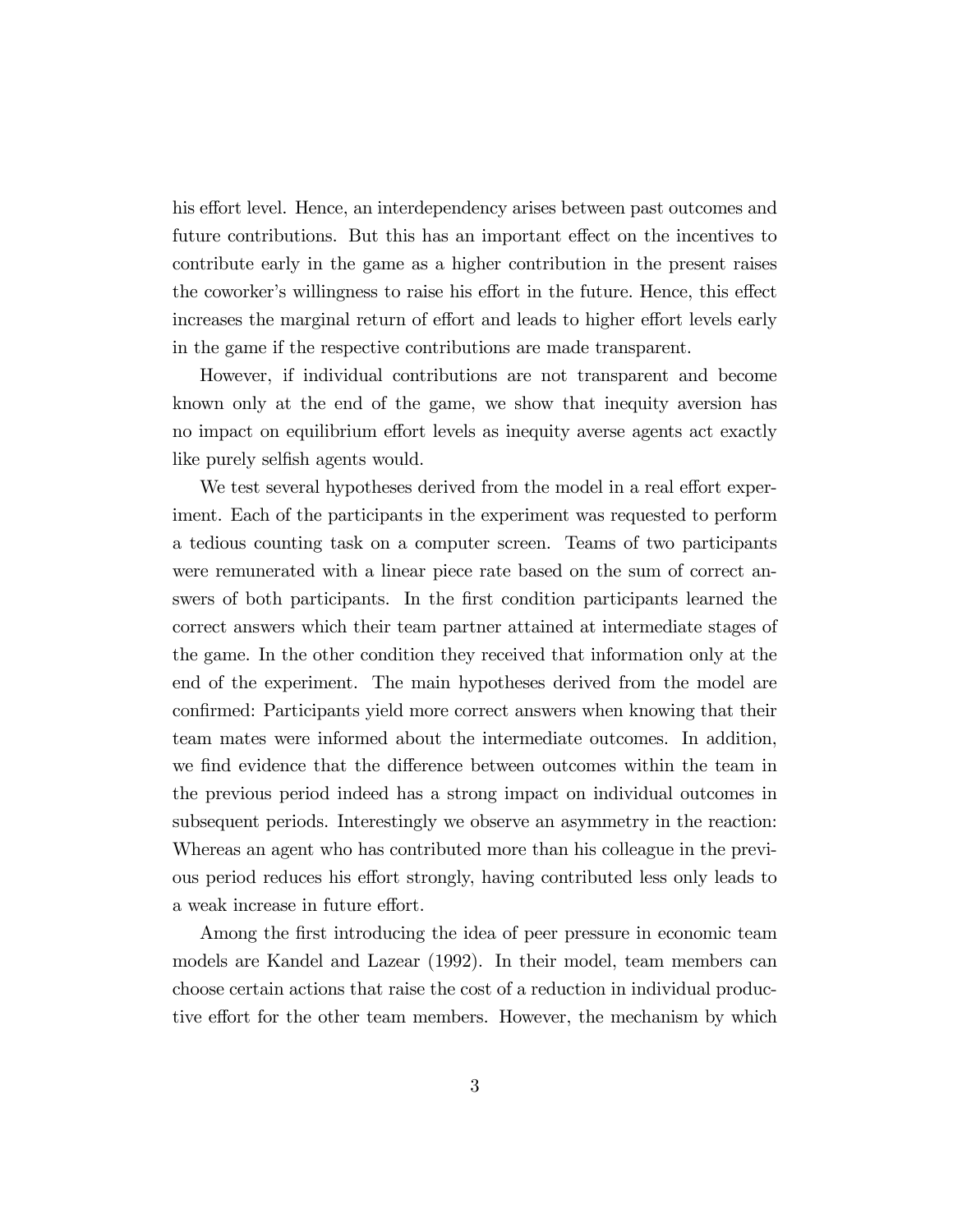his effort level. Hence, an interdependency arises between past outcomes and future contributions. But this has an important effect on the incentives to contribute early in the game as a higher contribution in the present raises the coworker's willingness to raise his effort in the future. Hence, this effect increases the marginal return of effort and leads to higher effort levels early in the game if the respective contributions are made transparent.

However, if individual contributions are not transparent and become known only at the end of the game, we show that inequity aversion has no impact on equilibrium effort levels as inequity averse agents act exactly like purely selfish agents would.

We test several hypotheses derived from the model in a real effort experiment. Each of the participants in the experiment was requested to perform a tedious counting task on a computer screen. Teams of two participants were remunerated with a linear piece rate based on the sum of correct answers of both participants. In the first condition participants learned the correct answers which their team partner attained at intermediate stages of the game. In the other condition they received that information only at the end of the experiment. The main hypotheses derived from the model are confirmed: Participants yield more correct answers when knowing that their team mates were informed about the intermediate outcomes. In addition, we find evidence that the difference between outcomes within the team in the previous period indeed has a strong impact on individual outcomes in subsequent periods. Interestingly we observe an asymmetry in the reaction: Whereas an agent who has contributed more than his colleague in the previous period reduces his effort strongly, having contributed less only leads to a weak increase in future effort.

Among the first introducing the idea of peer pressure in economic team models are Kandel and Lazear (1992). In their model, team members can choose certain actions that raise the cost of a reduction in individual productive effort for the other team members. However, the mechanism by which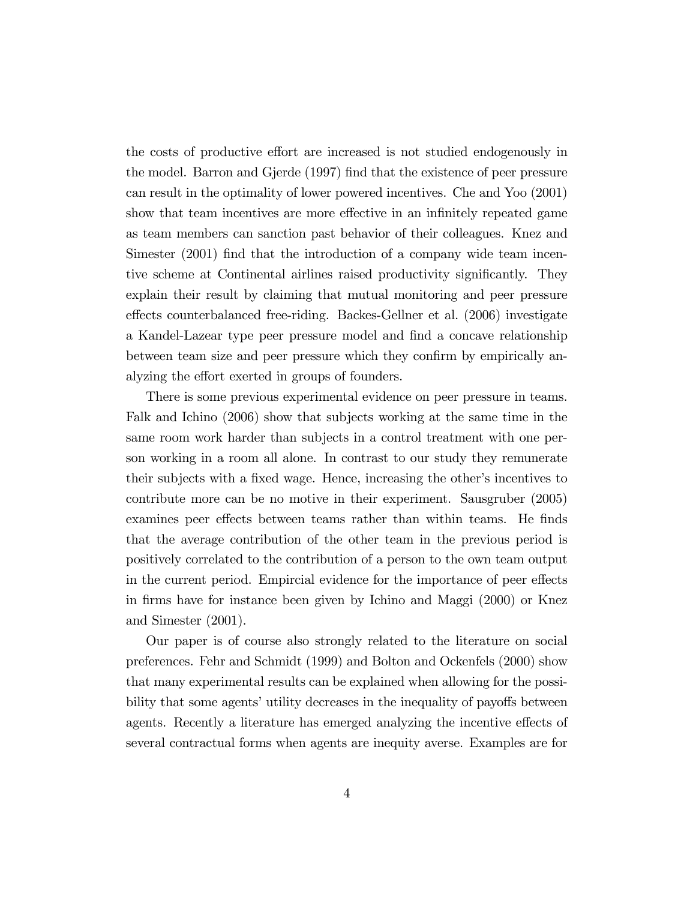the costs of productive effort are increased is not studied endogenously in the model. Barron and Gjerde (1997) find that the existence of peer pressure can result in the optimality of lower powered incentives. Che and Yoo (2001) show that team incentives are more effective in an infinitely repeated game as team members can sanction past behavior of their colleagues. Knez and Simester (2001) find that the introduction of a company wide team incentive scheme at Continental airlines raised productivity significantly. They explain their result by claiming that mutual monitoring and peer pressure effects counterbalanced free-riding. Backes-Gellner et al. (2006) investigate a Kandel-Lazear type peer pressure model and find a concave relationship between team size and peer pressure which they confirm by empirically analyzing the effort exerted in groups of founders.

There is some previous experimental evidence on peer pressure in teams. Falk and Ichino (2006) show that subjects working at the same time in the same room work harder than subjects in a control treatment with one person working in a room all alone. In contrast to our study they remunerate their subjects with a fixed wage. Hence, increasing the other's incentives to contribute more can be no motive in their experiment. Sausgruber (2005) examines peer effects between teams rather than within teams. He finds that the average contribution of the other team in the previous period is positively correlated to the contribution of a person to the own team output in the current period. Empircial evidence for the importance of peer effects in firms have for instance been given by Ichino and Maggi (2000) or Knez and Simester (2001).

Our paper is of course also strongly related to the literature on social preferences. Fehr and Schmidt (1999) and Bolton and Ockenfels (2000) show that many experimental results can be explained when allowing for the possibility that some agents' utility decreases in the inequality of payoffs between agents. Recently a literature has emerged analyzing the incentive effects of several contractual forms when agents are inequity averse. Examples are for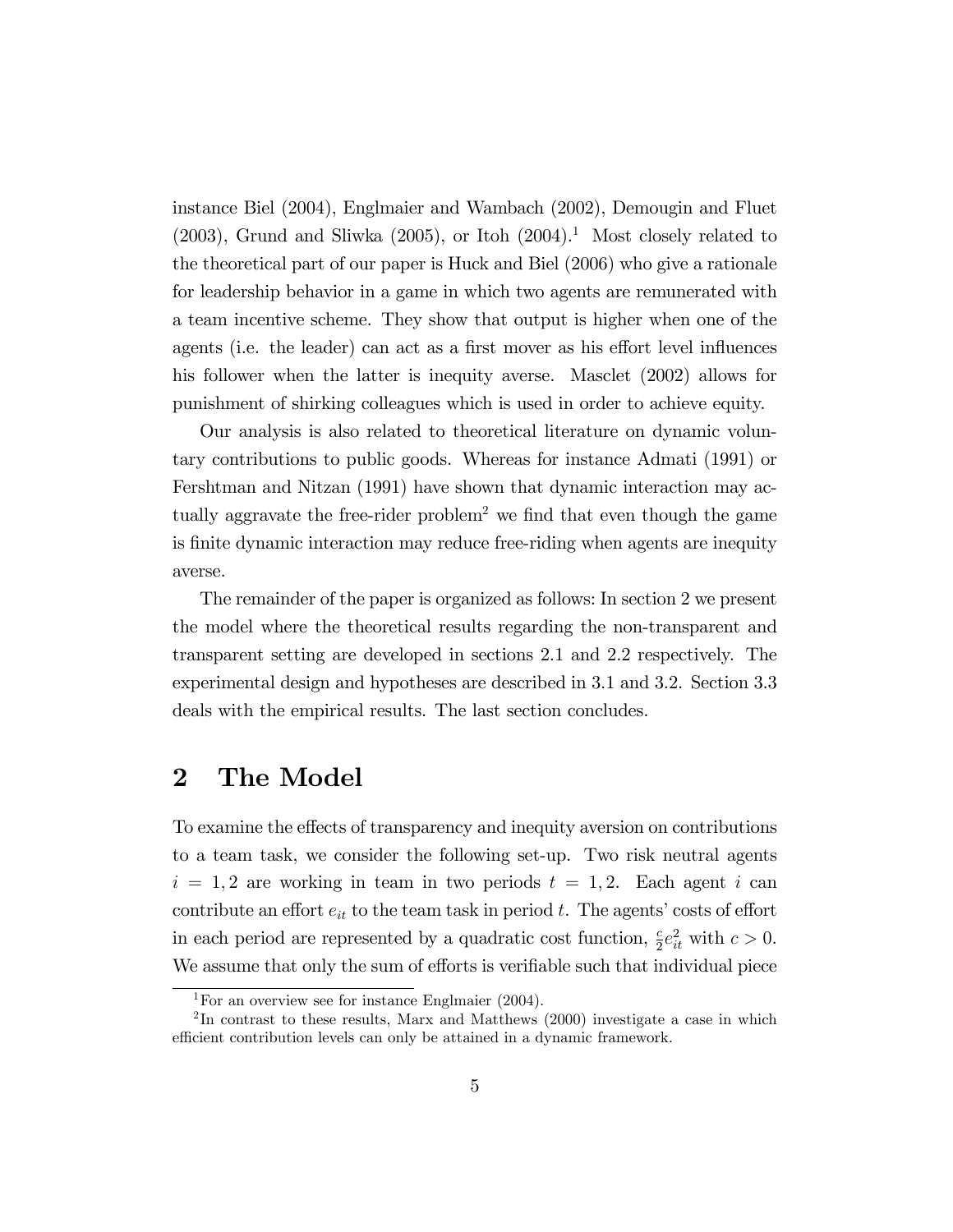instance Biel (2004), Englmaier and Wambach (2002), Demougin and Fluet (2003), Grund and Sliwka (2005), or Itoh (2004).[1] Most closely related to the theoretical part of our paper is Huck and Biel (2006) who give a rationale for leadership behavior in a game in which two agents are remunerated with a team incentive scheme. They show that output is higher when one of the agents (i.e. the leader) can act as a first mover as his effort level influences his follower when the latter is inequity averse. Masclet (2002) allows for punishment of shirking colleagues which is used in order to achieve equity.

Our analysis is also related to theoretical literature on dynamic voluntary contributions to public goods. Whereas for instance Admati (1991) or Fershtman and Nitzan (1991) have shown that dynamic interaction may actually aggravate the free-rider problem[2] we find that even though the game is finite dynamic interaction may reduce free-riding when agents are inequity averse.

The remainder of the paper is organized as follows: In section 2 we present the model where the theoretical results regarding the non-transparent and transparent setting are developed in sections 2.1 and 2.2 respectively. The experimental design and hypotheses are described in 3.1 and 3.2. Section 3.3 deals with the empirical results. The last section concludes.

# 2 The Model

To examine the effects of transparency and inequity aversion on contributions to a team task, we consider the following set-up. Two risk neutral agents $i = 1, 2$ are working in team in two periods $t = 1, 2$. Each agent $i$ can contribute an effort $e_{it}$ to the team task in period $t$. The agents' costs of effort in each period are represented by a quadratic cost function, $\frac{c}{2}e_{it}^2$ with $c > 0$. We assume that only the sum of efforts is verifiable such that individual piece

[1] For an overview see for instance Englmaier (2004).

[2] In contrast to these results, Marx and Matthews (2000) investigate a case in which efficient contribution levels can only be attained in a dynamic framework.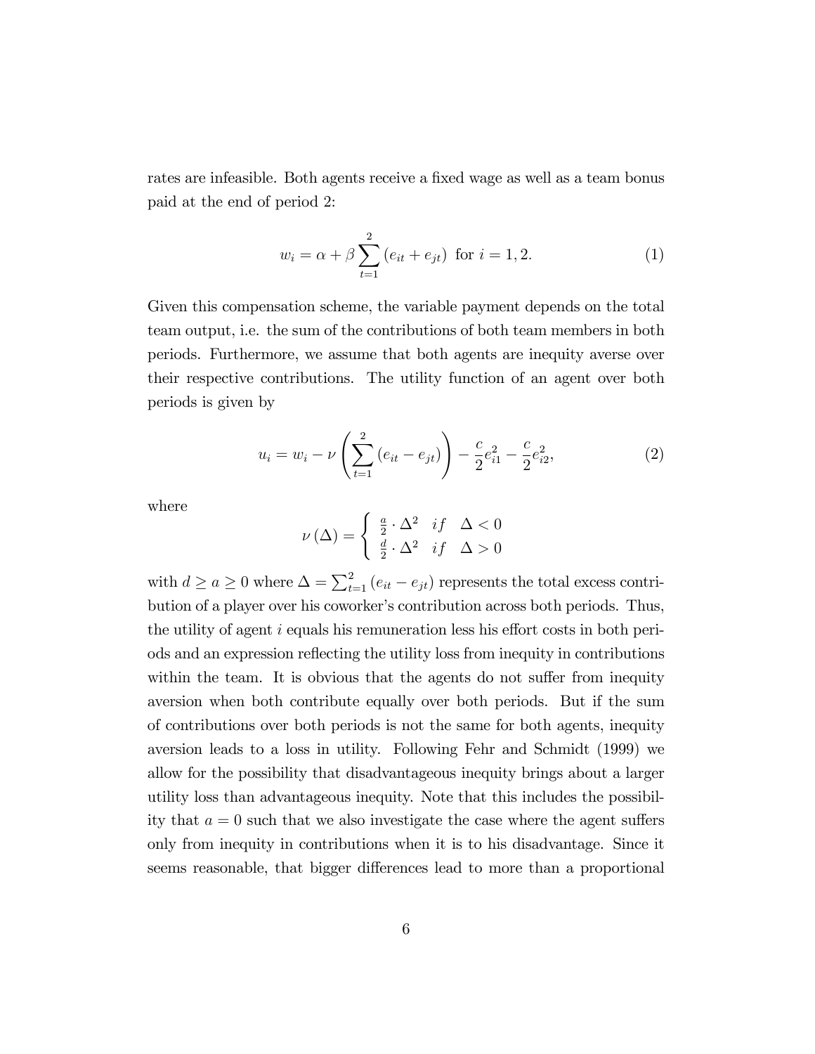rates are infeasible. Both agents receive a fixed wage as well as a team bonus paid at the end of period 2:

$$w_i = \alpha + \beta \sum_{t=1}^{2} (e_{it} + e_{jt}) \text{ for } i = 1, 2. \tag{1}$$

Given this compensation scheme, the variable payment depends on the total team output, i.e. the sum of the contributions of both team members in both periods. Furthermore, we assume that both agents are inequity averse over their respective contributions. The utility function of an agent over both periods is given by

$$u_i = w_i - \nu \left( \sum_{t=1}^{2} (e_{it} - e_{jt}) \right) - \frac{c}{2} e_{i1}^2 - \frac{c}{2} e_{i2}^2, \tag{2}$$

where

$$\nu(\Delta) = \begin{cases} \frac{a}{2} \cdot \Delta^2 & if \quad \Delta < 0 \\ \frac{d}{2} \cdot \Delta^2 & if \quad \Delta > 0 \end{cases}$$

with $d \geq a \geq 0$ where $\Delta = \sum_{t=1}^{2} (e_{it} - e_{jt})$ represents the total excess contribution of a player over his coworker's contribution across both periods. Thus, the utility of agent $i$ equals his remuneration less his effort costs in both periods and an expression reflecting the utility loss from inequity in contributions within the team. It is obvious that the agents do not suffer from inequity aversion when both contribute equally over both periods. But if the sum of contributions over both periods is not the same for both agents, inequity aversion leads to a loss in utility. Following Fehr and Schmidt (1999) we allow for the possibility that disadvantageous inequity brings about a larger utility loss than advantageous inequity. Note that this includes the possibility that $a = 0$ such that we also investigate the case where the agent suffers only from inequity in contributions when it is to his disadvantage. Since it seems reasonable, that bigger differences lead to more than a proportional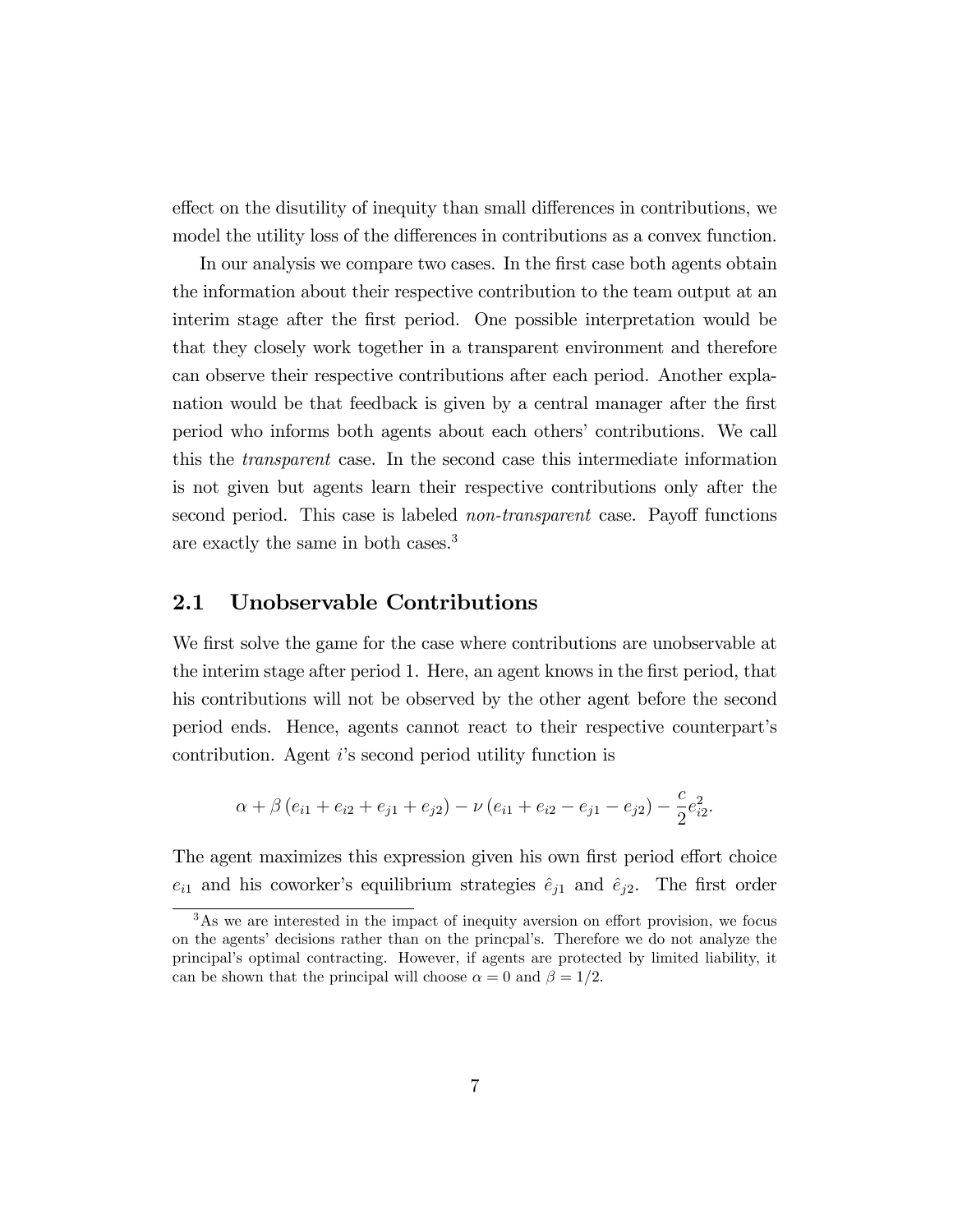effect on the disutility of inequity than small differences in contributions, we model the utility loss of the differences in contributions as a convex function.

In our analysis we compare two cases. In the first case both agents obtain the information about their respective contribution to the team output at an interim stage after the first period. One possible interpretation would be that they closely work together in a transparent environment and therefore can observe their respective contributions after each period. Another explanation would be that feedback is given by a central manager after the first period who informs both agents about each others' contributions. We call this the *transparent* case. In the second case this intermediate information is not given but agents learn their respective contributions only after the second period. This case is labeled *non-transparent* case. Payoff functions are exactly the same in both cases.[3]

## 2.1 Unobservable Contributions

We first solve the game for the case where contributions are unobservable at the interim stage after period 1. Here, an agent knows in the first period, that his contributions will not be observed by the other agent before the second period ends. Hence, agents cannot react to their respective counterpart's contribution. Agent $i$'s second period utility function is

$$\alpha + \beta\left(e_{i1} + e_{i2} + e_{j1} + e_{j2}\right) - \nu\left(e_{i1} + e_{i2} - e_{j1} - e_{j2}\right) - \frac{c}{2}e_{i2}^{2}.$$

The agent maximizes this expression given his own first period effort choice $e_{i1}$ and his coworker's equilibrium strategies $\hat{e}_{j1}$ and $\hat{e}_{j2}$. The first order

[3] As we are interested in the impact of inequity aversion on effort provision, we focus on the agents' decisions rather than on the princpal's. Therefore we do not analyze the principal's optimal contracting. However, if agents are protected by limited liability, it can be shown that the principal will choose $\alpha = 0$ and $\beta = 1/2$.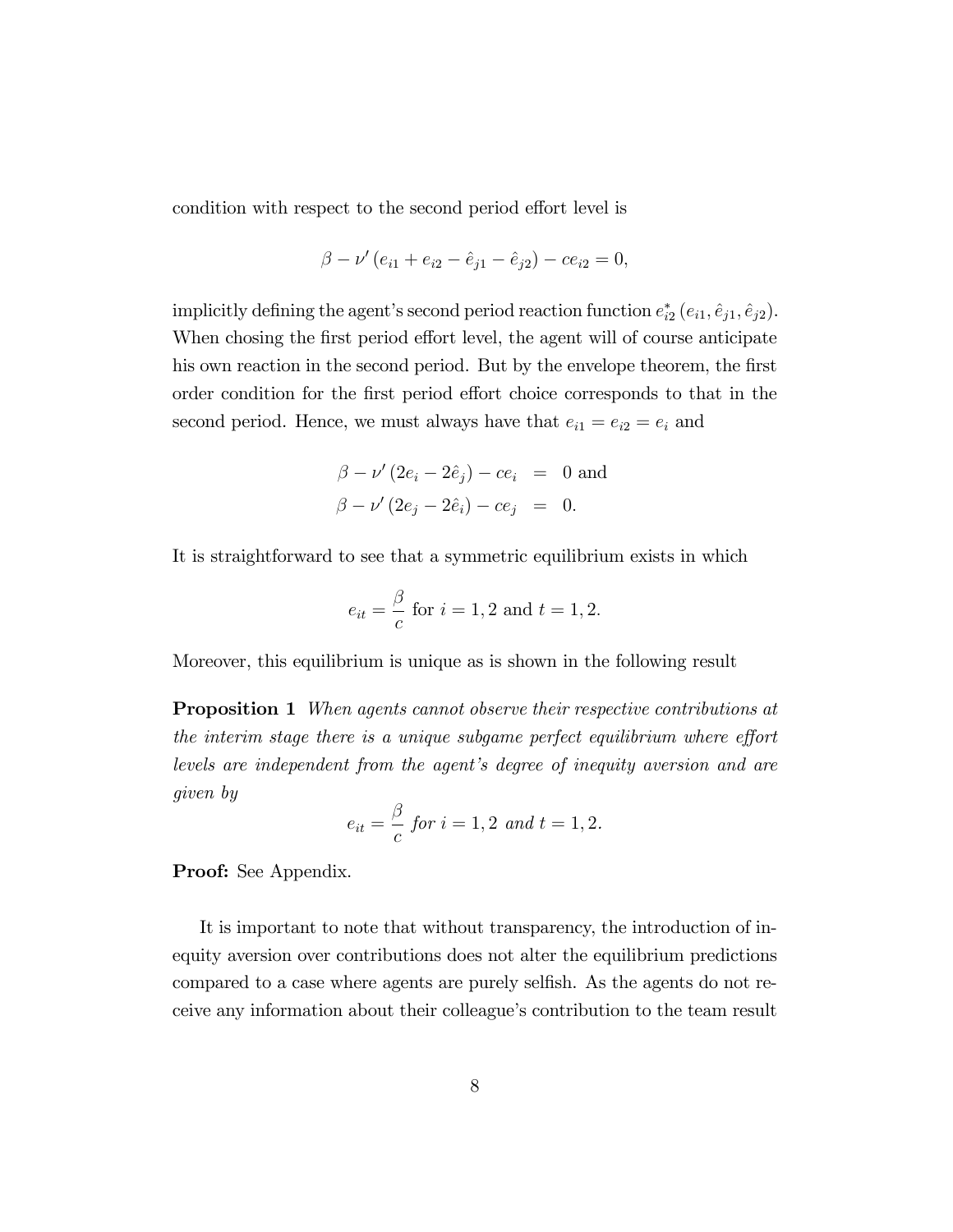condition with respect to the second period effort level is

$$\beta - \nu' \left(e_{i1} + e_{i2} - \hat{e}_{j1} - \hat{e}_{j2}\right) - ce_{i2} = 0,$$

implicitly defining the agent's second period reaction function $e^*_{i2}\left(e_{i1}, \hat{e}_{j1}, \hat{e}_{j2}\right)$. When chosing the first period effort level, the agent will of course anticipate his own reaction in the second period. But by the envelope theorem, the first order condition for the first period effort choice corresponds to that in the second period. Hence, we must always have that $e_{i1} = e_{i2} = e_i$ and

$$\begin{aligned}
\beta - \nu' \left(2e_i - 2\hat{e}_j\right) - ce_i &= 0 \text{ and} \\
\beta - \nu' \left(2e_j - 2\hat{e}_i\right) - ce_j &= 0.
\end{aligned}$$

It is straightforward to see that a symmetric equilibrium exists in which

$$e_{it} = \frac{\beta}{c} \text{ for } i = 1, 2 \text{ and } t = 1, 2.$$

Moreover, this equilibrium is unique as is shown in the following result

**Proposition 1** *When agents cannot observe their respective contributions at the interim stage there is a unique subgame perfect equilibrium where effort levels are independent from the agent's degree of inequity aversion and are given by*

$$e_{it} = \frac{\beta}{c} \textit{ for } i = 1, 2 \textit{ and } t = 1, 2.$$

**Proof:** See Appendix.

It is important to note that without transparency, the introduction of inequity aversion over contributions does not alter the equilibrium predictions compared to a case where agents are purely selfish. As the agents do not receive any information about their colleague's contribution to the team result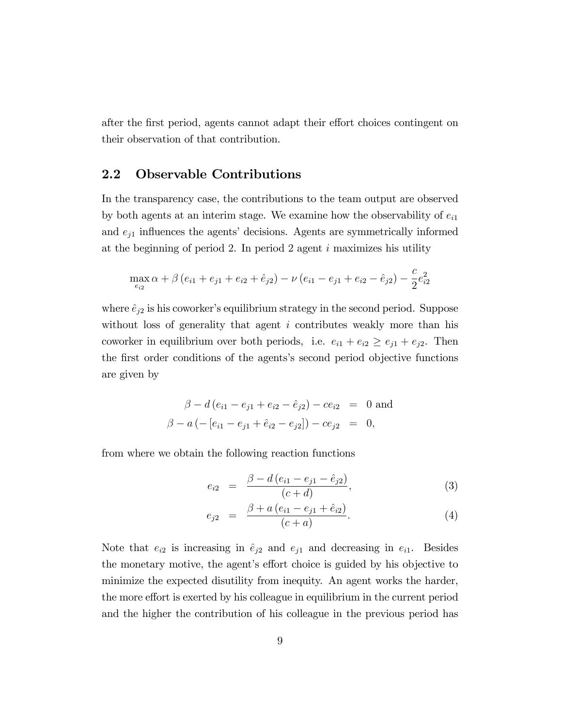after the first period, agents cannot adapt their effort choices contingent on their observation of that contribution.

## 2.2 Observable Contributions

In the transparency case, the contributions to the team output are observed by both agents at an interim stage. We examine how the observability of $e_{i1}$ and $e_{j1}$ influences the agents' decisions. Agents are symmetrically informed at the beginning of period 2. In period 2 agent $i$ maximizes his utility

$$\max_{e_{i2}} \alpha + \beta\left(e_{i1} + e_{j1} + e_{i2} + \hat{e}_{j2}\right) - \nu\left(e_{i1} - e_{j1} + e_{i2} - \hat{e}_{j2}\right) - \frac{c}{2}e_{i2}^2$$

where $\hat{e}_{j2}$ is his coworker's equilibrium strategy in the second period. Suppose without loss of generality that agent $i$ contributes weakly more than his coworker in equilibrium over both periods, i.e. $e_{i1} + e_{i2} \geq e_{j1} + e_{j2}$. Then the first order conditions of the agents's second period objective functions are given by

$$\begin{aligned}
\beta - d\left(e_{i1} - e_{j1} + e_{i2} - \hat{e}_{j2}\right) - ce_{i2} &= 0 \text{ and} \\
\beta - a\left(-\left[e_{i1} - e_{j1} + \hat{e}_{i2} - e_{j2}\right]\right) - ce_{j2} &= 0,
\end{aligned}$$

from where we obtain the following reaction functions

$$e_{i2} = \frac{\beta - d\left(e_{i1} - e_{j1} - \hat{e}_{j2}\right)}{(c+d)}, \tag{3}$$

$$e_{j2} = \frac{\beta + a\left(e_{i1} - e_{j1} + \hat{e}_{i2}\right)}{(c+a)}. \tag{4}$$

Note that $e_{i2}$ is increasing in $\hat{e}_{j2}$ and $e_{j1}$ and decreasing in $e_{i1}$. Besides the monetary motive, the agent's effort choice is guided by his objective to minimize the expected disutility from inequity. An agent works the harder, the more effort is exerted by his colleague in equilibrium in the current period and the higher the contribution of his colleague in the previous period has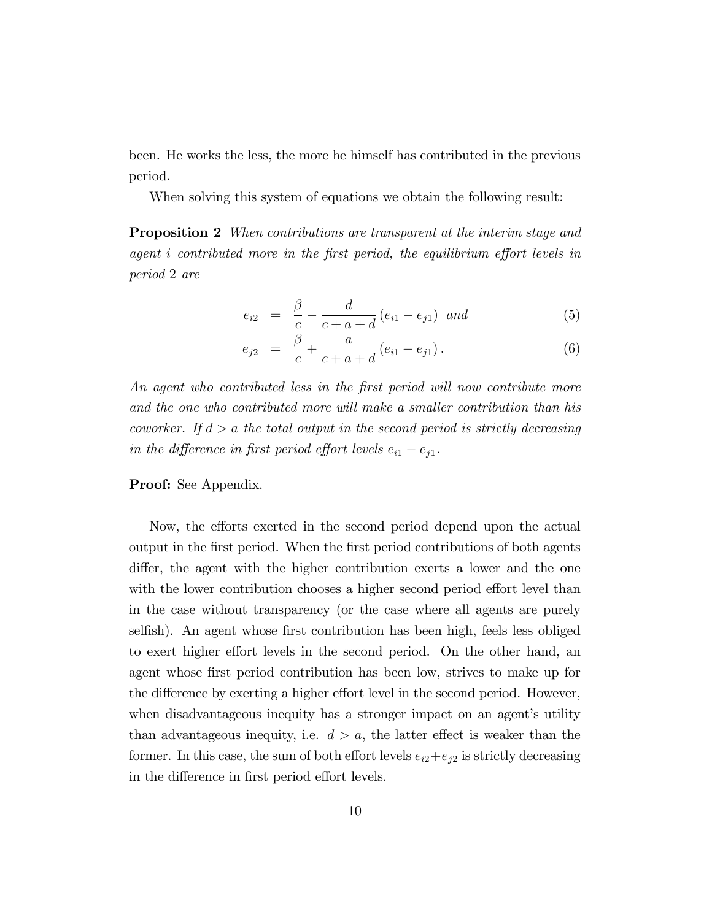been. He works the less, the more he himself has contributed in the previous period.

When solving this system of equations we obtain the following result:

**Proposition 2** *When contributions are transparent at the interim stage and agent $i$ contributed more in the first period, the equilibrium effort levels in period 2 are*

$$e_{i2} = \frac{\beta}{c} - \frac{d}{c+a+d}(e_{i1} - e_{j1}) \quad \text{and} \tag{5}$$

$$e_{j2} = \frac{\beta}{c} + \frac{a}{c+a+d}(e_{i1} - e_{j1}). \tag{6}$$

*An agent who contributed less in the first period will now contribute more and the one who contributed more will make a smaller contribution than his coworker. If $d > a$ the total output in the second period is strictly decreasing in the difference in first period effort levels $e_{i1} - e_{j1}$.*

**Proof:** See Appendix.

Now, the efforts exerted in the second period depend upon the actual output in the first period. When the first period contributions of both agents differ, the agent with the higher contribution exerts a lower and the one with the lower contribution chooses a higher second period effort level than in the case without transparency (or the case where all agents are purely selfish). An agent whose first contribution has been high, feels less obliged to exert higher effort levels in the second period. On the other hand, an agent whose first period contribution has been low, strives to make up for the difference by exerting a higher effort level in the second period. However, when disadvantageous inequity has a stronger impact on an agent's utility than advantageous inequity, i.e. $d > a$, the latter effect is weaker than the former. In this case, the sum of both effort levels $e_{i2} + e_{j2}$ is strictly decreasing in the difference in first period effort levels.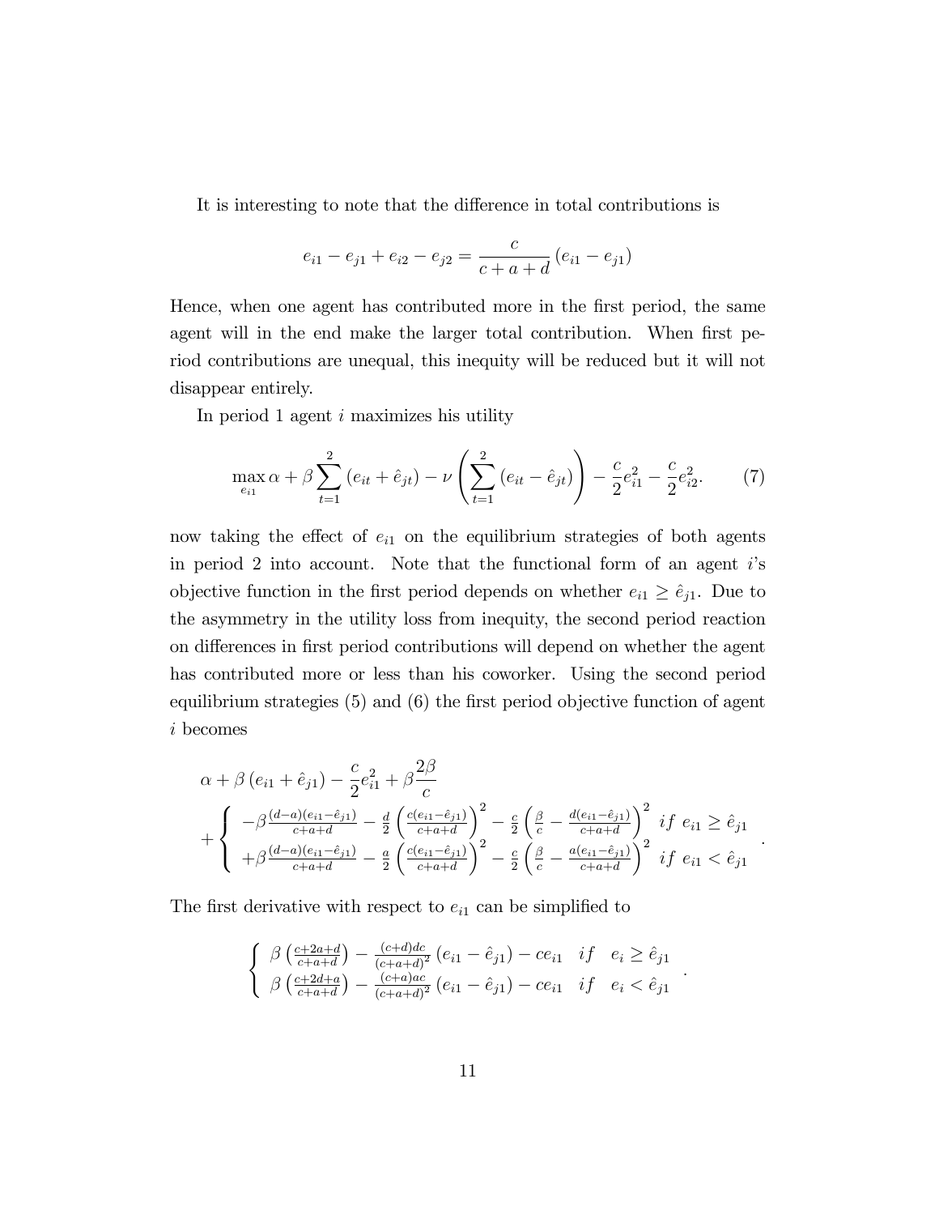It is interesting to note that the difference in total contributions is

$$e_{i1} - e_{j1} + e_{i2} - e_{j2} = \frac{c}{c+a+d}\left(e_{i1} - e_{j1}\right)$$

Hence, when one agent has contributed more in the first period, the same agent will in the end make the larger total contribution. When first period contributions are unequal, this inequity will be reduced but it will not disappear entirely.

In period 1 agent $i$ maximizes his utility

$$\max_{e_{i1}} \alpha + \beta \sum_{t=1}^{2}\left(e_{it} + \hat{e}_{jt}\right) - \nu\left(\sum_{t=1}^{2}\left(e_{it} - \hat{e}_{jt}\right)\right) - \frac{c}{2}e_{i1}^2 - \frac{c}{2}e_{i2}^2. \tag{7}$$

now taking the effect of $e_{i1}$ on the equilibrium strategies of both agents in period 2 into account. Note that the functional form of an agent $i$'s objective function in the first period depends on whether $e_{i1} \geq \hat{e}_{j1}$. Due to the asymmetry in the utility loss from inequity, the second period reaction on differences in first period contributions will depend on whether the agent has contributed more or less than his coworker. Using the second period equilibrium strategies (5) and (6) the first period objective function of agent $i$ becomes

$$\alpha + \beta\left(e_{i1} + \hat{e}_{j1}\right) - \frac{c}{2}e_{i1}^2 + \beta\frac{2\beta}{c}$$
$$+ \begin{cases} -\beta\frac{(d-a)(e_{i1}-\hat{e}_{j1})}{c+a+d} - \frac{d}{2}\left(\frac{c(e_{i1}-\hat{e}_{j1})}{c+a+d}\right)^2 - \frac{c}{2}\left(\frac{\beta}{c} - \frac{d(e_{i1}-\hat{e}_{j1})}{c+a+d}\right)^2 & if\ e_{i1} \geq \hat{e}_{j1} \\ +\beta\frac{(d-a)(e_{i1}-\hat{e}_{j1})}{c+a+d} - \frac{a}{2}\left(\frac{c(e_{i1}-\hat{e}_{j1})}{c+a+d}\right)^2 - \frac{c}{2}\left(\frac{\beta}{c} - \frac{a(e_{i1}-\hat{e}_{j1})}{c+a+d}\right)^2 & if\ e_{i1} < \hat{e}_{j1} \end{cases}.$$

The first derivative with respect to $e_{i1}$ can be simplified to

$$\begin{cases} \beta\left(\frac{c+2a+d}{c+a+d}\right) - \frac{(c+d)dc}{(c+a+d)^2}\left(e_{i1} - \hat{e}_{j1}\right) - ce_{i1} & if \quad e_i \geq \hat{e}_{j1} \\ \beta\left(\frac{c+2d+a}{c+a+d}\right) - \frac{(c+a)ac}{(c+a+d)^2}\left(e_{i1} - \hat{e}_{j1}\right) - ce_{i1} & if \quad e_i < \hat{e}_{j1} \end{cases}.$$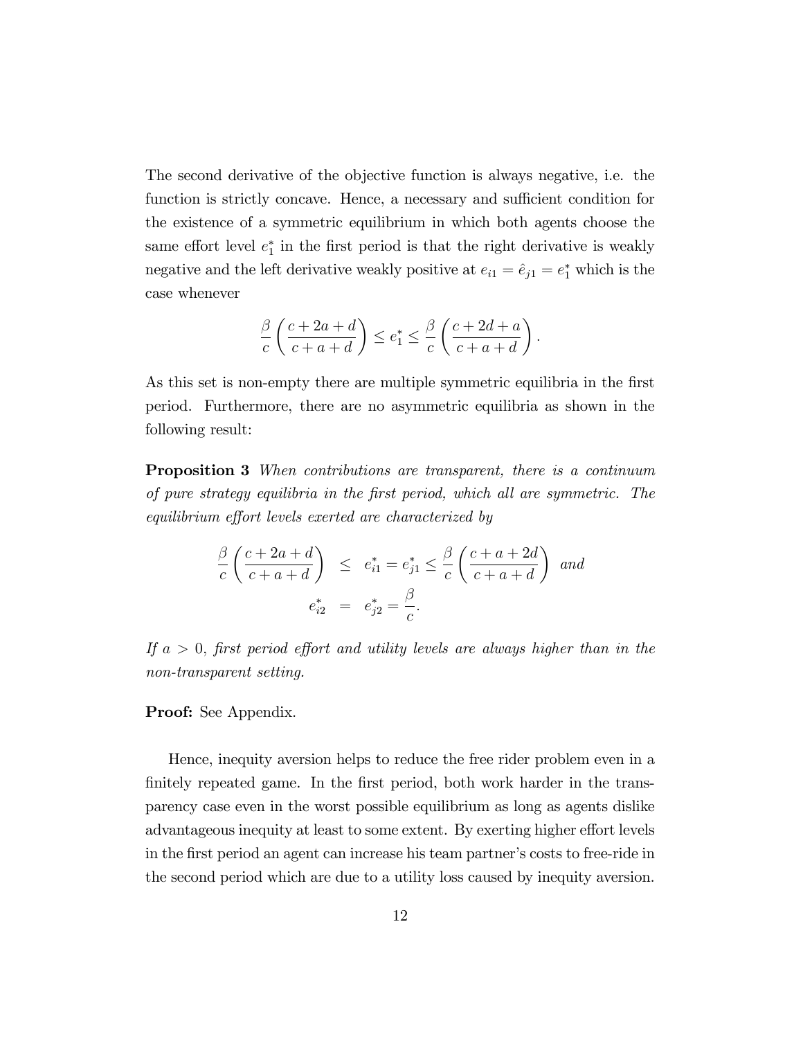The second derivative of the objective function is always negative, i.e. the function is strictly concave. Hence, a necessary and sufficient condition for the existence of a symmetric equilibrium in which both agents choose the same effort level $e_1^*$ in the first period is that the right derivative is weakly negative and the left derivative weakly positive at $e_{i1} = \hat{e}_{j1} = e_1^*$ which is the case whenever

$$\frac{\beta}{c}\left(\frac{c+2a+d}{c+a+d}\right) \leq e_1^* \leq \frac{\beta}{c}\left(\frac{c+2d+a}{c+a+d}\right).$$

As this set is non-empty there are multiple symmetric equilibria in the first period. Furthermore, there are no asymmetric equilibria as shown in the following result:

**Proposition 3** *When contributions are transparent, there is a continuum of pure strategy equilibria in the first period, which all are symmetric. The equilibrium effort levels exerted are characterized by*

$$\begin{aligned}
\frac{\beta}{c}\left(\frac{c+2a+d}{c+a+d}\right) &\leq e_{i1}^* = e_{j1}^* \leq \frac{\beta}{c}\left(\frac{c+a+2d}{c+a+d}\right) \text{ and} \\
e_{i2}^* &= e_{j2}^* = \frac{\beta}{c}.
\end{aligned}$$

*If $a > 0$, first period effort and utility levels are always higher than in the non-transparent setting.*

**Proof:** See Appendix.

Hence, inequity aversion helps to reduce the free rider problem even in a finitely repeated game. In the first period, both work harder in the transparency case even in the worst possible equilibrium as long as agents dislike advantageous inequity at least to some extent. By exerting higher effort levels in the first period an agent can increase his team partner's costs to free-ride in the second period which are due to a utility loss caused by inequity aversion.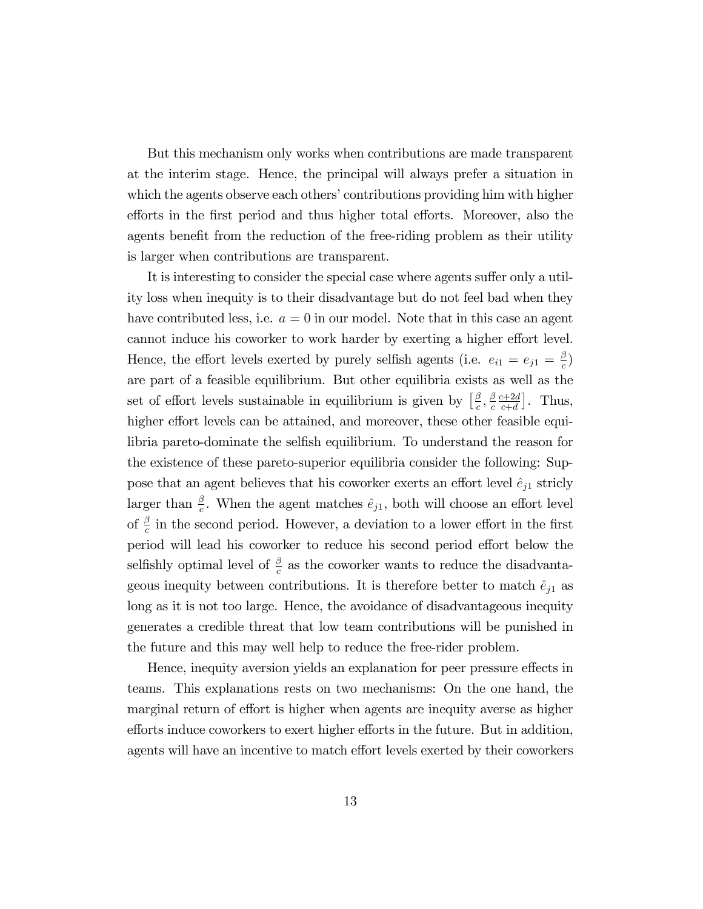But this mechanism only works when contributions are made transparent at the interim stage. Hence, the principal will always prefer a situation in which the agents observe each others' contributions providing him with higher efforts in the first period and thus higher total efforts. Moreover, also the agents benefit from the reduction of the free-riding problem as their utility is larger when contributions are transparent.

It is interesting to consider the special case where agents suffer only a utility loss when inequity is to their disadvantage but do not feel bad when they have contributed less, i.e. $a = 0$ in our model. Note that in this case an agent cannot induce his coworker to work harder by exerting a higher effort level. Hence, the effort levels exerted by purely selfish agents (i.e. $e_{i1} = e_{j1} = \frac{\beta}{c}$) are part of a feasible equilibrium. But other equilibria exists as well as the set of effort levels sustainable in equilibrium is given by $\left[\frac{\beta}{c}, \frac{\beta}{c}\frac{c+2d}{c+d}\right]$. Thus, higher effort levels can be attained, and moreover, these other feasible equilibria pareto-dominate the selfish equilibrium. To understand the reason for the existence of these pareto-superior equilibria consider the following: Suppose that an agent believes that his coworker exerts an effort level $\hat{e}_{j1}$ stricly larger than $\frac{\beta}{c}$. When the agent matches $\hat{e}_{j1}$, both will choose an effort level of $\frac{\beta}{c}$ in the second period. However, a deviation to a lower effort in the first period will lead his coworker to reduce his second period effort below the selfishly optimal level of $\frac{\beta}{c}$ as the coworker wants to reduce the disadvantageous inequity between contributions. It is therefore better to match $\hat{e}_{j1}$ as long as it is not too large. Hence, the avoidance of disadvantageous inequity generates a credible threat that low team contributions will be punished in the future and this may well help to reduce the free-rider problem.

Hence, inequity aversion yields an explanation for peer pressure effects in teams. This explanations rests on two mechanisms: On the one hand, the marginal return of effort is higher when agents are inequity averse as higher efforts induce coworkers to exert higher efforts in the future. But in addition, agents will have an incentive to match effort levels exerted by their coworkers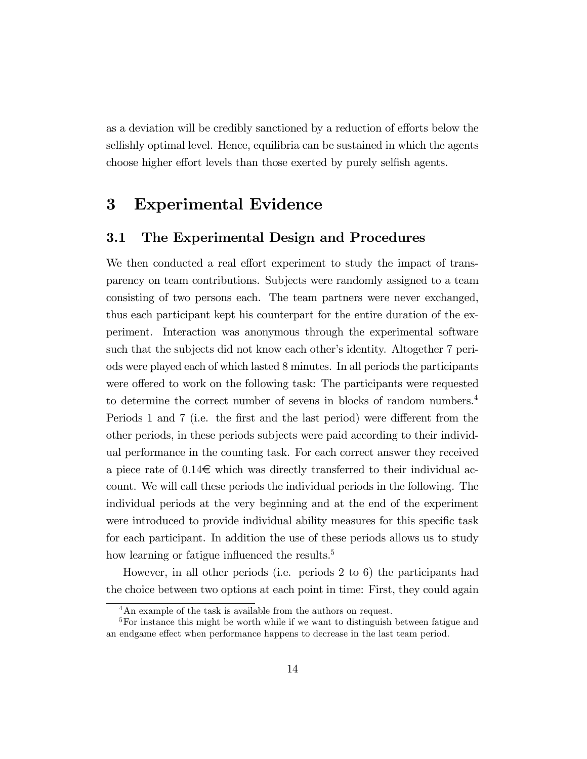as a deviation will be credibly sanctioned by a reduction of efforts below the selfishly optimal level. Hence, equilibria can be sustained in which the agents choose higher effort levels than those exerted by purely selfish agents.

# 3 Experimental Evidence

## 3.1 The Experimental Design and Procedures

We then conducted a real effort experiment to study the impact of transparency on team contributions. Subjects were randomly assigned to a team consisting of two persons each. The team partners were never exchanged, thus each participant kept his counterpart for the entire duration of the experiment. Interaction was anonymous through the experimental software such that the subjects did not know each other's identity. Altogether 7 periods were played each of which lasted 8 minutes. In all periods the participants were offered to work on the following task: The participants were requested to determine the correct number of sevens in blocks of random numbers.[4] Periods 1 and 7 (i.e. the first and the last period) were different from the other periods, in these periods subjects were paid according to their individual performance in the counting task. For each correct answer they received a piece rate of 0.14€ which was directly transferred to their individual account. We will call these periods the individual periods in the following. The individual periods at the very beginning and at the end of the experiment were introduced to provide individual ability measures for this specific task for each participant. In addition the use of these periods allows us to study how learning or fatigue influenced the results.[5]

However, in all other periods (i.e. periods 2 to 6) the participants had the choice between two options at each point in time: First, they could again

[4] An example of the task is available from the authors on request.

[5] For instance this might be worth while if we want to distinguish between fatigue and an endgame effect when performance happens to decrease in the last team period.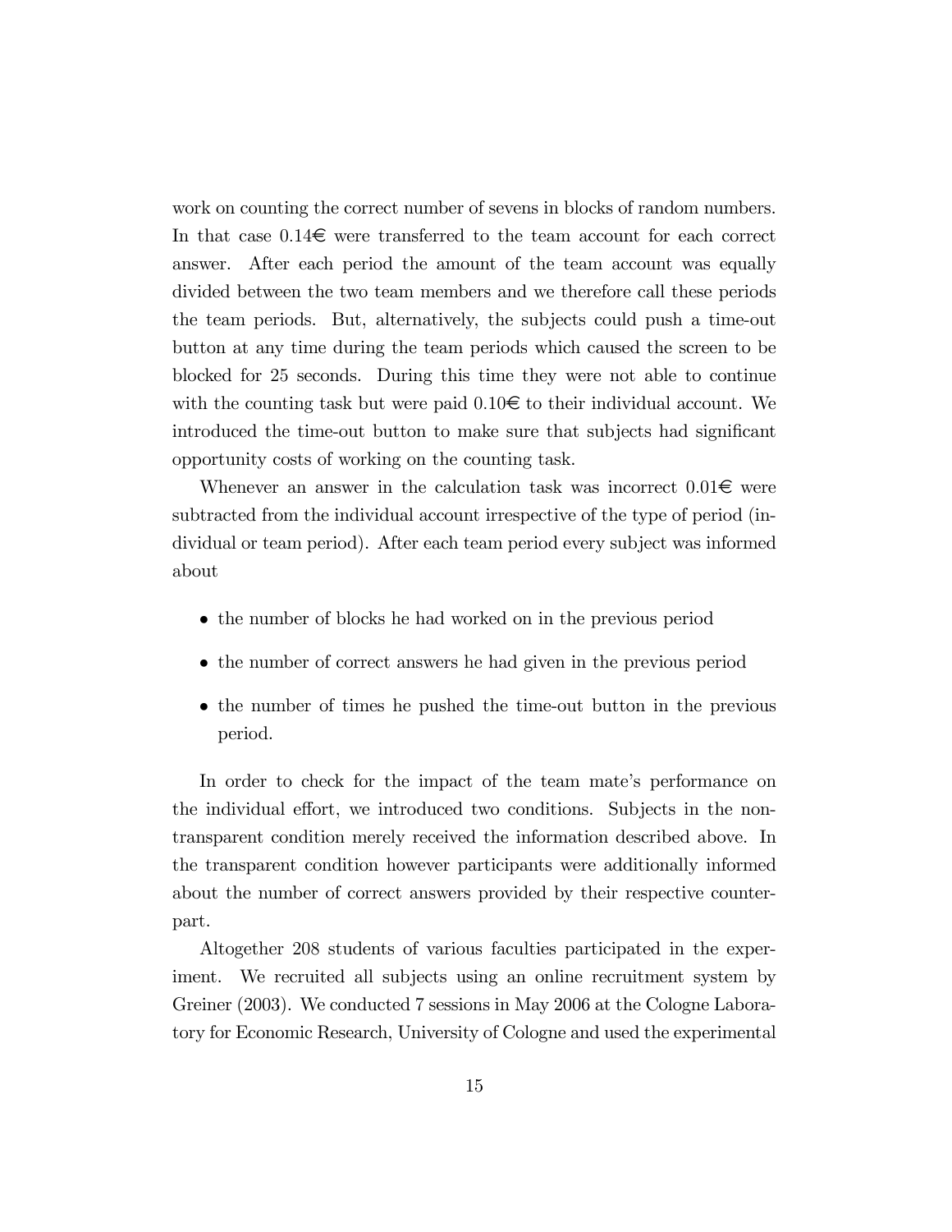work on counting the correct number of sevens in blocks of random numbers. In that case 0.14€ were transferred to the team account for each correct answer. After each period the amount of the team account was equally divided between the two team members and we therefore call these periods the team periods. But, alternatively, the subjects could push a time-out button at any time during the team periods which caused the screen to be blocked for 25 seconds. During this time they were not able to continue with the counting task but were paid 0.10€ to their individual account. We introduced the time-out button to make sure that subjects had significant opportunity costs of working on the counting task.

Whenever an answer in the calculation task was incorrect 0.01€ were subtracted from the individual account irrespective of the type of period (individual or team period). After each team period every subject was informed about

- the number of blocks he had worked on in the previous period
- the number of correct answers he had given in the previous period
- the number of times he pushed the time-out button in the previous period.

In order to check for the impact of the team mate's performance on the individual effort, we introduced two conditions. Subjects in the non-transparent condition merely received the information described above. In the transparent condition however participants were additionally informed about the number of correct answers provided by their respective counterpart.

Altogether 208 students of various faculties participated in the experiment. We recruited all subjects using an online recruitment system by Greiner (2003). We conducted 7 sessions in May 2006 at the Cologne Laboratory for Economic Research, University of Cologne and used the experimental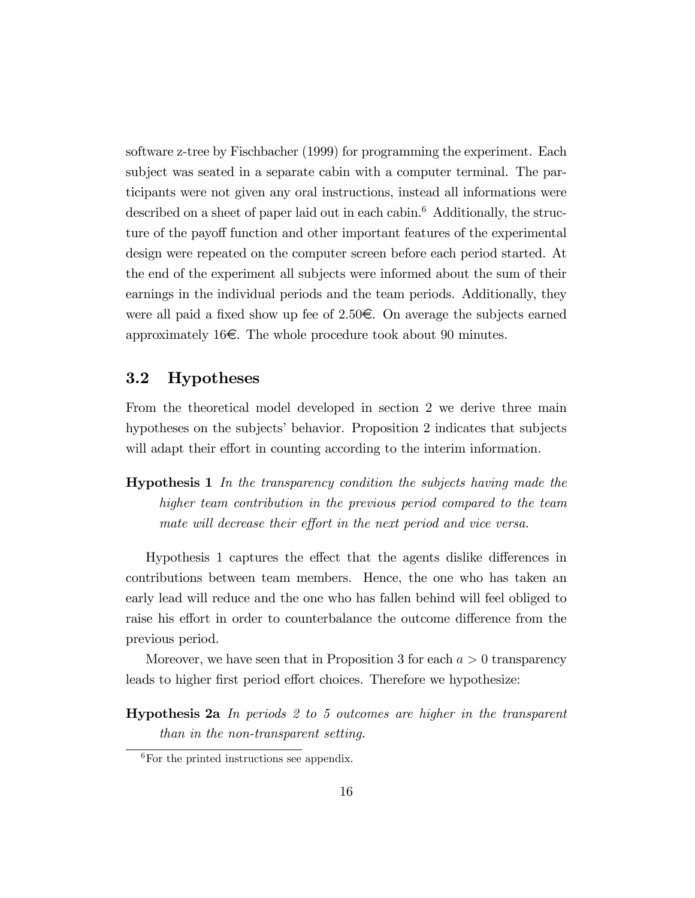software z-tree by Fischbacher (1999) for programming the experiment. Each subject was seated in a separate cabin with a computer terminal. The participants were not given any oral instructions, instead all informations were described on a sheet of paper laid out in each cabin.[6] Additionally, the structure of the payoff function and other important features of the experimental design were repeated on the computer screen before each period started. At the end of the experiment all subjects were informed about the sum of their earnings in the individual periods and the team periods. Additionally, they were all paid a fixed show up fee of 2.50€. On average the subjects earned approximately 16€. The whole procedure took about 90 minutes.

## 3.2 Hypotheses

From the theoretical model developed in section 2 we derive three main hypotheses on the subjects' behavior. Proposition 2 indicates that subjects will adapt their effort in counting according to the interim information.

**Hypothesis 1** *In the transparency condition the subjects having made the higher team contribution in the previous period compared to the team mate will decrease their effort in the next period and vice versa.*

Hypothesis 1 captures the effect that the agents dislike differences in contributions between team members. Hence, the one who has taken an early lead will reduce and the one who has fallen behind will feel obliged to raise his effort in order to counterbalance the outcome difference from the previous period.

Moreover, we have seen that in Proposition 3 for each $a > 0$ transparency leads to higher first period effort choices. Therefore we hypothesize:

**Hypothesis 2a** *In periods 2 to 5 outcomes are higher in the transparent than in the non-transparent setting.*

[6] For the printed instructions see appendix.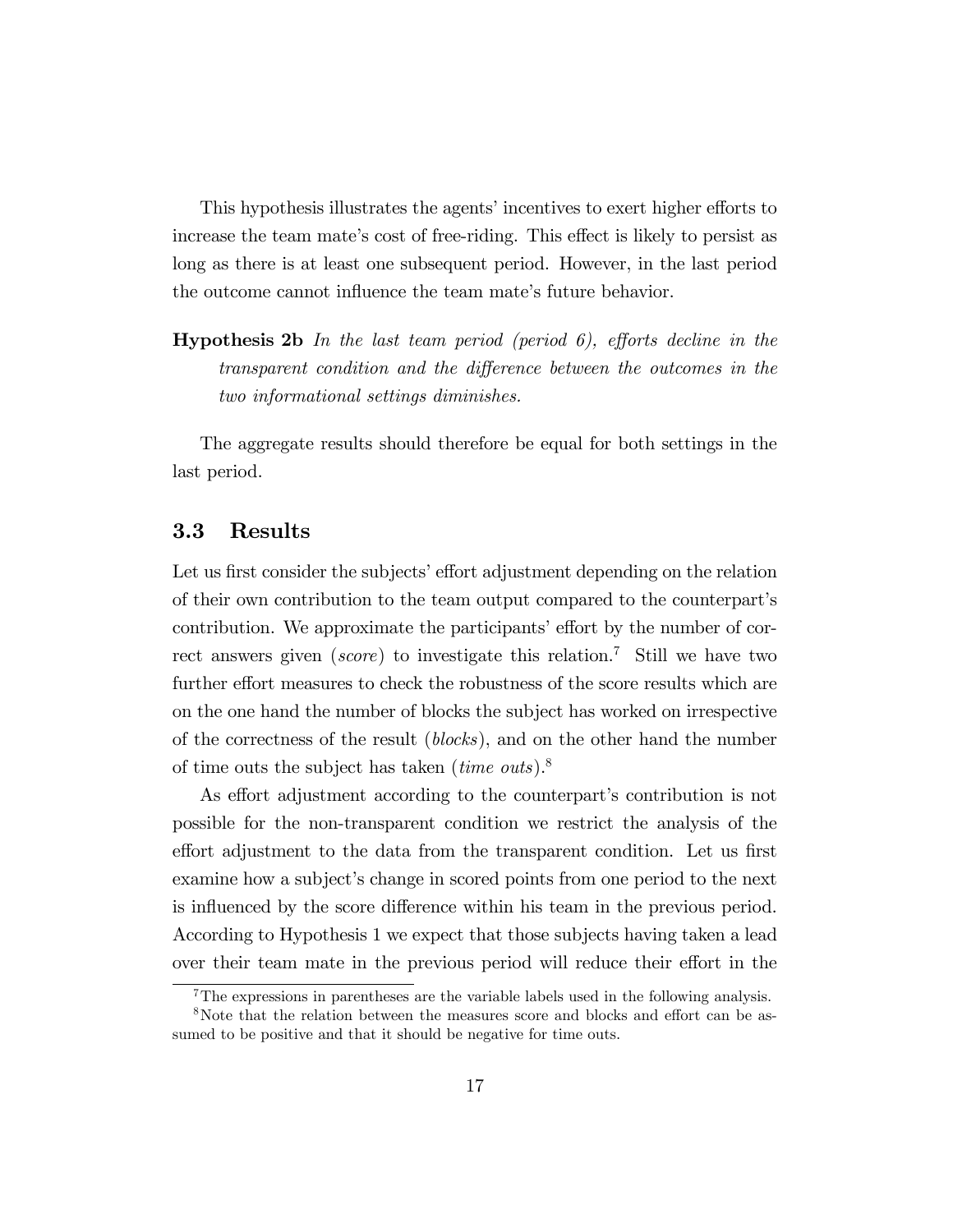This hypothesis illustrates the agents' incentives to exert higher efforts to increase the team mate's cost of free-riding. This effect is likely to persist as long as there is at least one subsequent period. However, in the last period the outcome cannot influence the team mate's future behavior.

**Hypothesis 2b** *In the last team period (period 6), efforts decline in the transparent condition and the difference between the outcomes in the two informational settings diminishes.*

The aggregate results should therefore be equal for both settings in the last period.

## 3.3 Results

Let us first consider the subjects' effort adjustment depending on the relation of their own contribution to the team output compared to the counterpart's contribution. We approximate the participants' effort by the number of correct answers given (*score*) to investigate this relation.[7] Still we have two further effort measures to check the robustness of the score results which are on the one hand the number of blocks the subject has worked on irrespective of the correctness of the result (*blocks*), and on the other hand the number of time outs the subject has taken (*time outs*).[8]

As effort adjustment according to the counterpart's contribution is not possible for the non-transparent condition we restrict the analysis of the effort adjustment to the data from the transparent condition. Let us first examine how a subject's change in scored points from one period to the next is influenced by the score difference within his team in the previous period. According to Hypothesis 1 we expect that those subjects having taken a lead over their team mate in the previous period will reduce their effort in the

[7] The expressions in parentheses are the variable labels used in the following analysis.

[8] Note that the relation between the measures score and blocks and effort can be assumed to be positive and that it should be negative for time outs.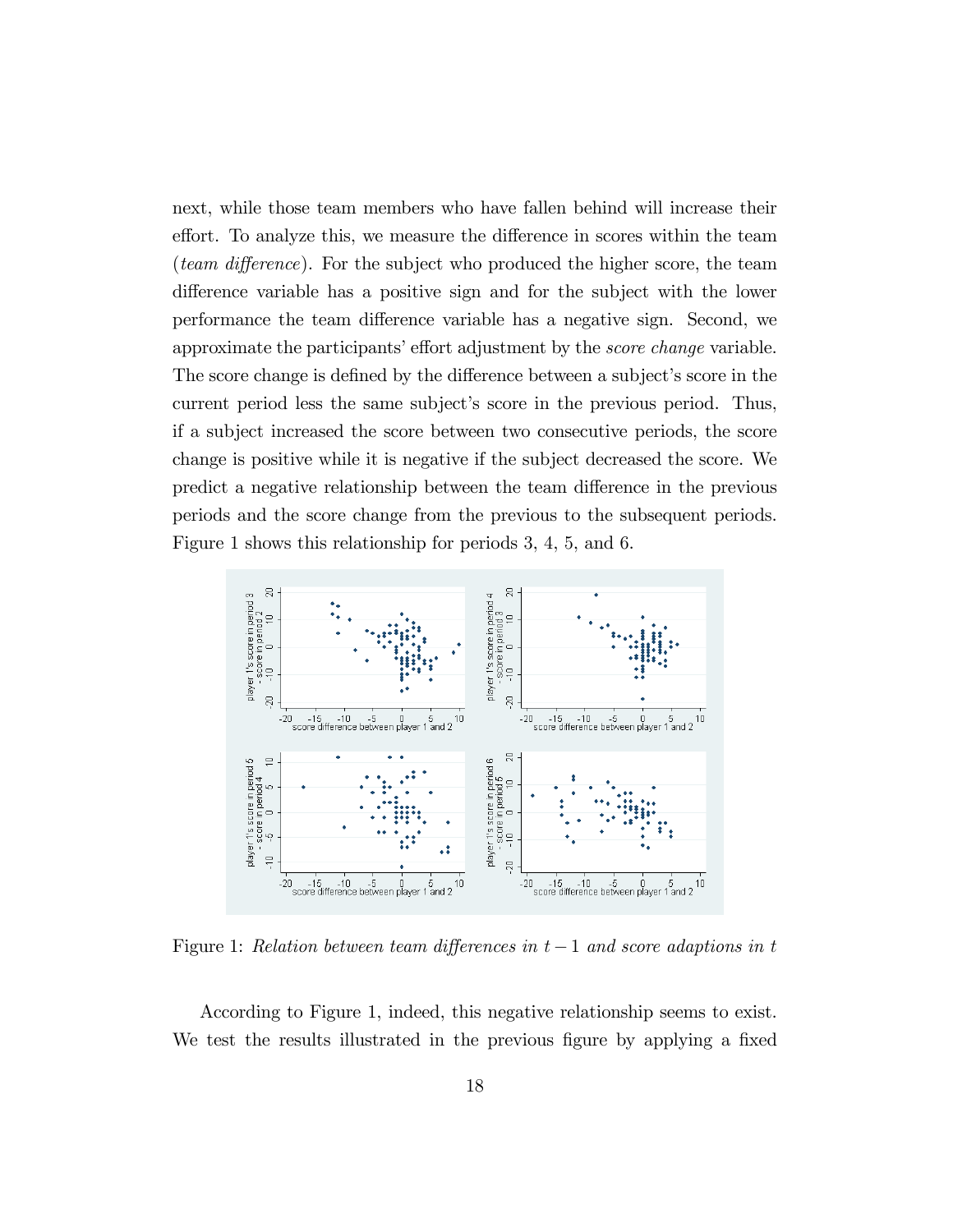next, while those team members who have fallen behind will increase their effort. To analyze this, we measure the difference in scores within the team (*team difference*). For the subject who produced the higher score, the team difference variable has a positive sign and for the subject with the lower performance the team difference variable has a negative sign. Second, we approximate the participants' effort adjustment by the *score change* variable. The score change is defined by the difference between a subject's score in the current period less the same subject's score in the previous period. Thus, if a subject increased the score between two consecutive periods, the score change is positive while it is negative if the subject decreased the score. We predict a negative relationship between the team difference in the previous periods and the score change from the previous to the subsequent periods. Figure 1 shows this relationship for periods 3, 4, 5, and 6.

Figure 1: *Relation between team differences in $t-1$ and score adaptions in $t$*

According to Figure 1, indeed, this negative relationship seems to exist. We test the results illustrated in the previous figure by applying a fixed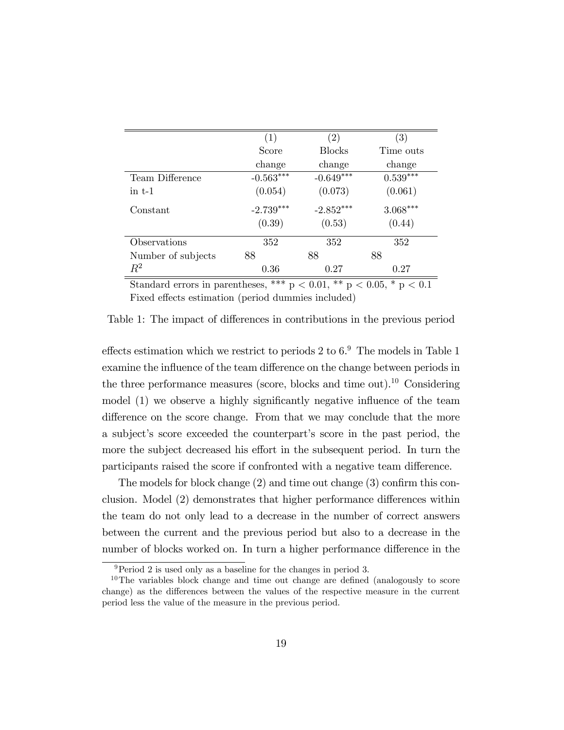| | (1) | (2) | (3) |
|---|---|---|---|
| | Score change | Blocks change | Time outs change |
| Team Difference in t-1 | -0.563*** | -0.649*** | 0.539*** |
| | (0.054) | (0.073) | (0.061) |
| Constant | -2.739*** | -2.852*** | 3.068*** |
| | (0.39) | (0.53) | (0.44) |
| Observations | 352 | 352 | 352 |
| Number of subjects | 88 | 88 | 88 |
| $R^2$ | 0.36 | 0.27 | 0.27 |

Standard errors in parentheses, *** $p < 0.01$, ** $p < 0.05$, * $p < 0.1$
Fixed effects estimation (period dummies included)

Table 1: The impact of differences in contributions in the previous period

effects estimation which we restrict to periods 2 to 6.[9] The models in Table 1 examine the influence of the team difference on the change between periods in the three performance measures (score, blocks and time out).[10] Considering model (1) we observe a highly significantly negative influence of the team difference on the score change. From that we may conclude that the more a subject's score exceeded the counterpart's score in the past period, the more the subject decreased his effort in the subsequent period. In turn the participants raised the score if confronted with a negative team difference.

The models for block change (2) and time out change (3) confirm this conclusion. Model (2) demonstrates that higher performance differences within the team do not only lead to a decrease in the number of correct answers between the current and the previous period but also to a decrease in the number of blocks worked on. In turn a higher performance difference in the

[9] Period 2 is used only as a baseline for the changes in period 3.

[10] The variables block change and time out change are defined (analogously to score change) as the differences between the values of the respective measure in the current period less the value of the measure in the previous period.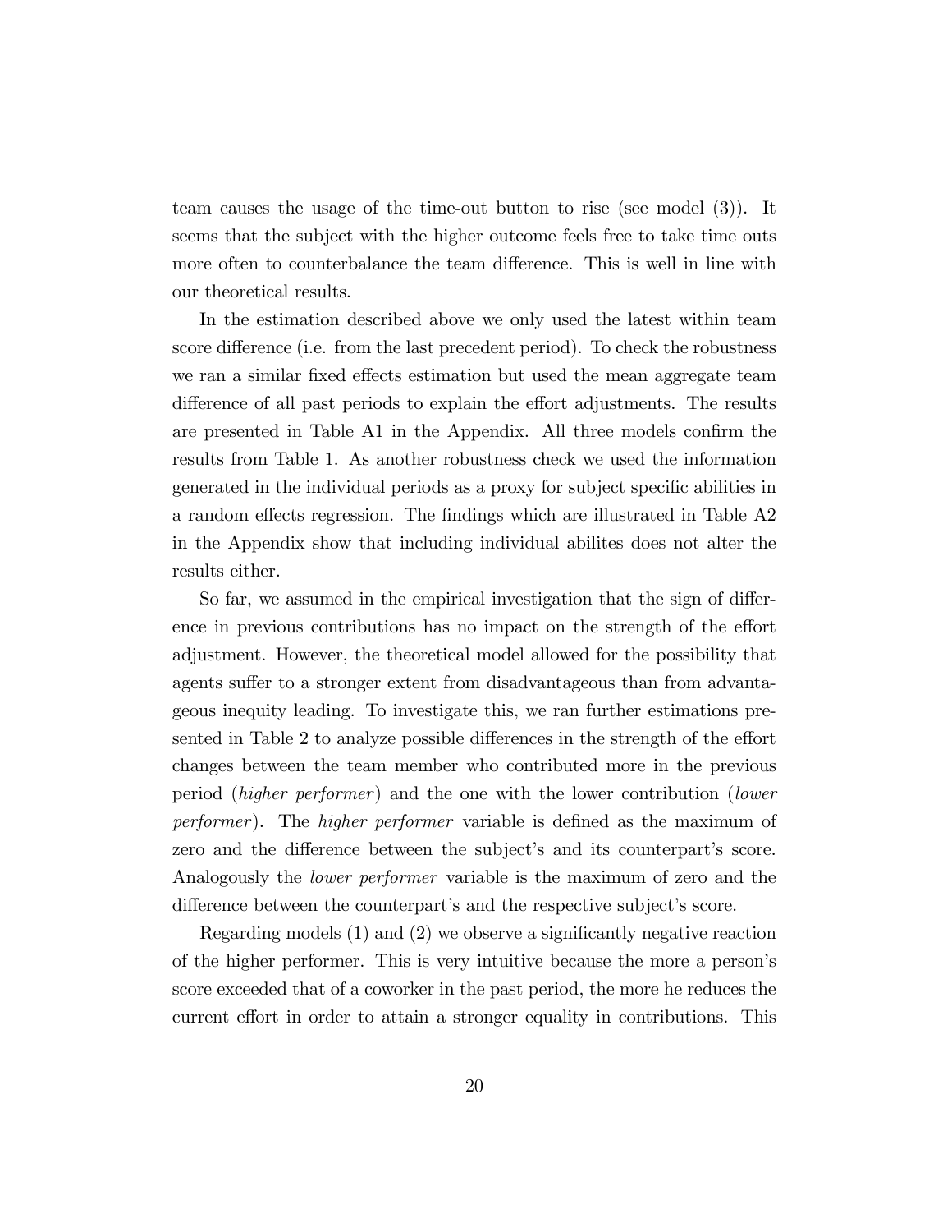team causes the usage of the time-out button to rise (see model (3)). It seems that the subject with the higher outcome feels free to take time outs more often to counterbalance the team difference. This is well in line with our theoretical results.

In the estimation described above we only used the latest within team score difference (i.e. from the last precedent period). To check the robustness we ran a similar fixed effects estimation but used the mean aggregate team difference of all past periods to explain the effort adjustments. The results are presented in Table A1 in the Appendix. All three models confirm the results from Table 1. As another robustness check we used the information generated in the individual periods as a proxy for subject specific abilities in a random effects regression. The findings which are illustrated in Table A2 in the Appendix show that including individual abilites does not alter the results either.

So far, we assumed in the empirical investigation that the sign of difference in previous contributions has no impact on the strength of the effort adjustment. However, the theoretical model allowed for the possibility that agents suffer to a stronger extent from disadvantageous than from advantageous inequity leading. To investigate this, we ran further estimations presented in Table 2 to analyze possible differences in the strength of the effort changes between the team member who contributed more in the previous period (*higher performer*) and the one with the lower contribution (*lower performer*). The *higher performer* variable is defined as the maximum of zero and the difference between the subject's and its counterpart's score. Analogously the *lower performer* variable is the maximum of zero and the difference between the counterpart's and the respective subject's score.

Regarding models (1) and (2) we observe a significantly negative reaction of the higher performer. This is very intuitive because the more a person's score exceeded that of a coworker in the past period, the more he reduces the current effort in order to attain a stronger equality in contributions. This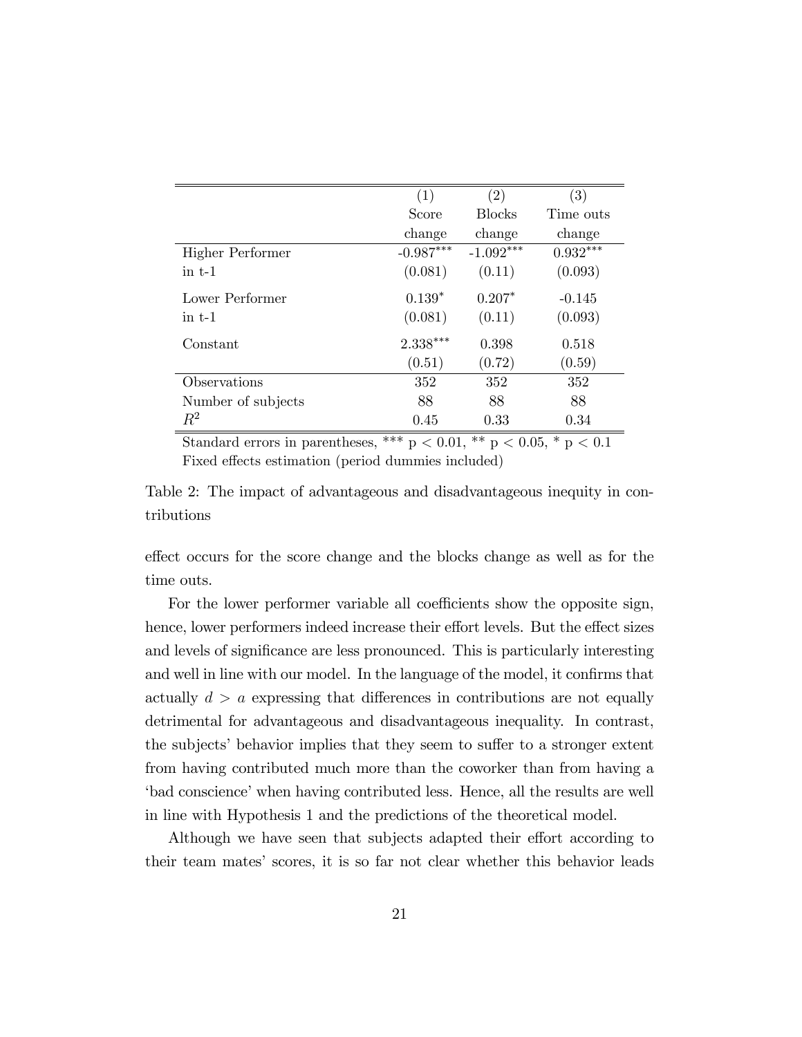|  | (1) Score change | (2) Blocks change | (3) Time outs change |
|---|---|---|---|
| Higher Performer in t-1 | -0.987*** | -1.092*** | 0.932*** |
|  | (0.081) | (0.11) | (0.093) |
| Lower Performer in t-1 | 0.139* | 0.207* | -0.145 |
|  | (0.081) | (0.11) | (0.093) |
| Constant | 2.338*** | 0.398 | 0.518 |
|  | (0.51) | (0.72) | (0.59) |
| Observations | 352 | 352 | 352 |
| Number of subjects | 88 | 88 | 88 |
| $R^2$ | 0.45 | 0.33 | 0.34 |

Standard errors in parentheses, *** p < 0.01, ** p < 0.05, * p < 0.1
Fixed effects estimation (period dummies included)

Table 2: The impact of advantageous and disadvantageous inequity in contributions

effect occurs for the score change and the blocks change as well as for the time outs.

For the lower performer variable all coefficients show the opposite sign, hence, lower performers indeed increase their effort levels. But the effect sizes and levels of significance are less pronounced. This is particularly interesting and well in line with our model. In the language of the model, it confirms that actually $d > a$ expressing that differences in contributions are not equally detrimental for advantageous and disadvantageous inequality. In contrast, the subjects' behavior implies that they seem to suffer to a stronger extent from having contributed much more than the coworker than from having a 'bad conscience' when having contributed less. Hence, all the results are well in line with Hypothesis 1 and the predictions of the theoretical model.

Although we have seen that subjects adapted their effort according to their team mates' scores, it is so far not clear whether this behavior leads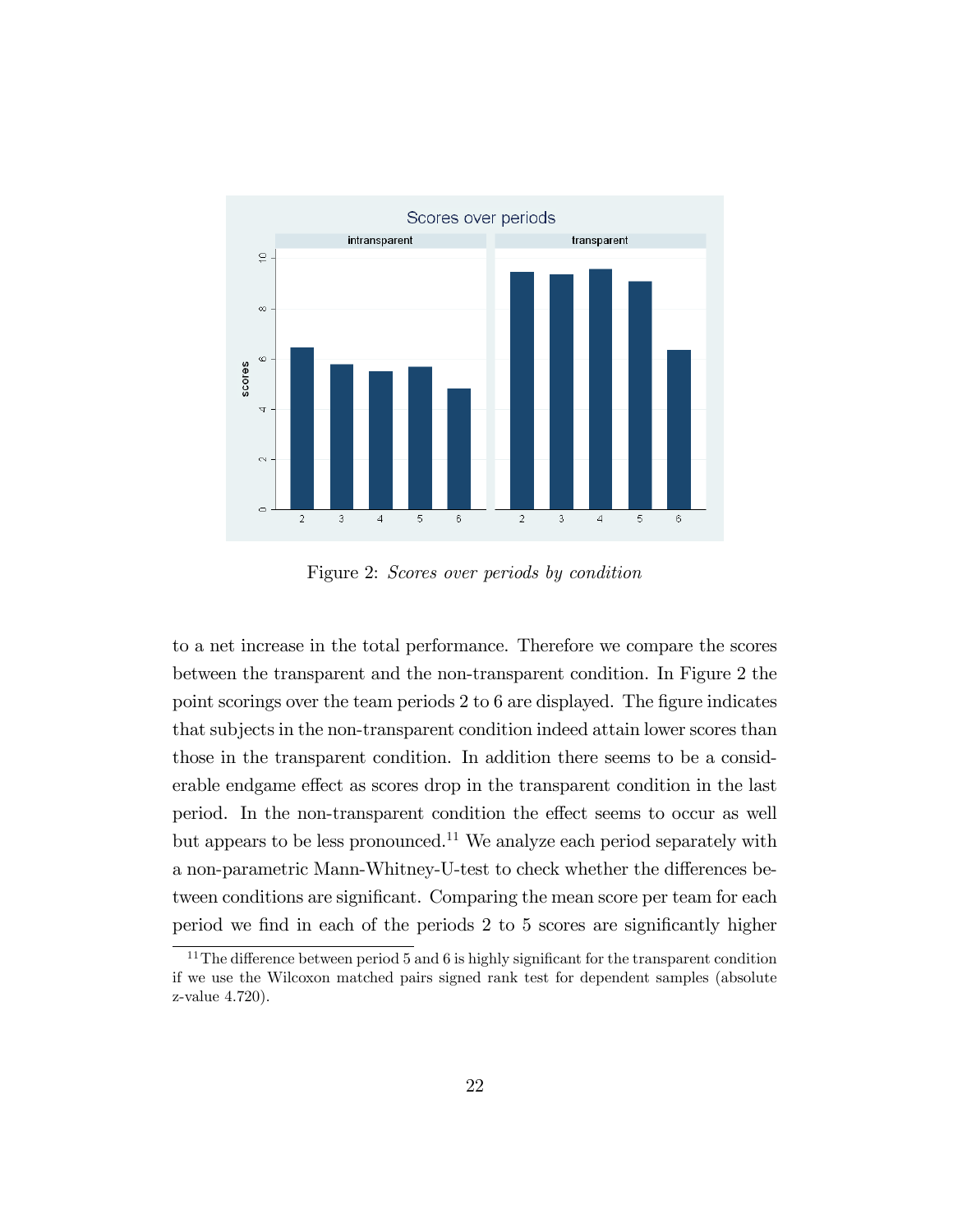Figure 2: *Scores over periods by condition*

to a net increase in the total performance. Therefore we compare the scores between the transparent and the non-transparent condition. In Figure 2 the point scorings over the team periods 2 to 6 are displayed. The figure indicates that subjects in the non-transparent condition indeed attain lower scores than those in the transparent condition. In addition there seems to be a considerable endgame effect as scores drop in the transparent condition in the last period. In the non-transparent condition the effect seems to occur as well but appears to be less pronounced.[11] We analyze each period separately with a non-parametric Mann-Whitney-U-test to check whether the differences between conditions are significant. Comparing the mean score per team for each period we find in each of the periods 2 to 5 scores are significantly higher

[11] The difference between period 5 and 6 is highly significant for the transparent condition if we use the Wilcoxon matched pairs signed rank test for dependent samples (absolute z-value 4.720).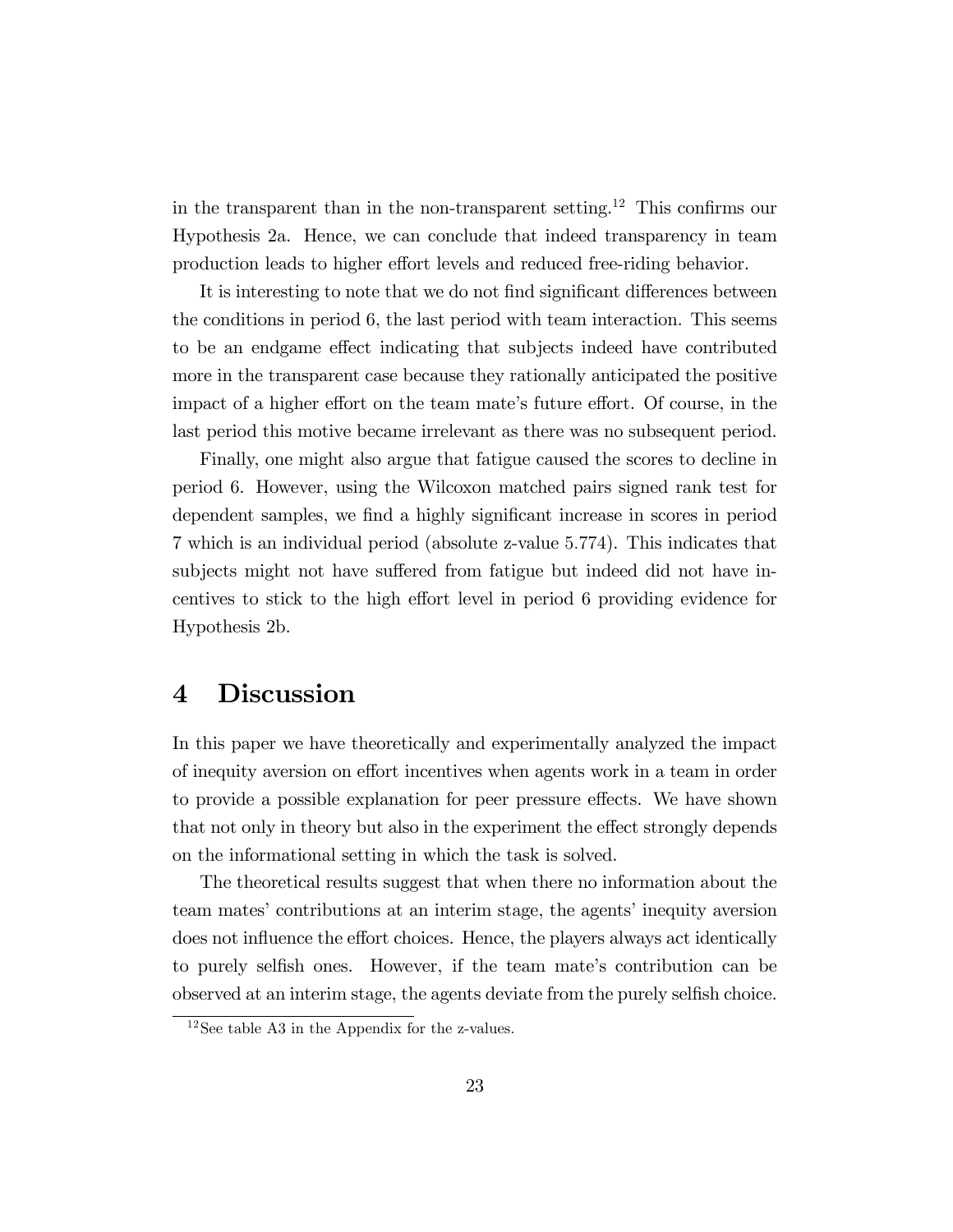in the transparent than in the non-transparent setting.[12] This confirms our Hypothesis 2a. Hence, we can conclude that indeed transparency in team production leads to higher effort levels and reduced free-riding behavior.

It is interesting to note that we do not find significant differences between the conditions in period 6, the last period with team interaction. This seems to be an endgame effect indicating that subjects indeed have contributed more in the transparent case because they rationally anticipated the positive impact of a higher effort on the team mate's future effort. Of course, in the last period this motive became irrelevant as there was no subsequent period.

Finally, one might also argue that fatigue caused the scores to decline in period 6. However, using the Wilcoxon matched pairs signed rank test for dependent samples, we find a highly significant increase in scores in period 7 which is an individual period (absolute z-value 5.774). This indicates that subjects might not have suffered from fatigue but indeed did not have incentives to stick to the high effort level in period 6 providing evidence for Hypothesis 2b.

# 4 Discussion

In this paper we have theoretically and experimentally analyzed the impact of inequity aversion on effort incentives when agents work in a team in order to provide a possible explanation for peer pressure effects. We have shown that not only in theory but also in the experiment the effect strongly depends on the informational setting in which the task is solved.

The theoretical results suggest that when there no information about the team mates' contributions at an interim stage, the agents' inequity aversion does not influence the effort choices. Hence, the players always act identically to purely selfish ones. However, if the team mate's contribution can be observed at an interim stage, the agents deviate from the purely selfish choice.

[12] See table A3 in the Appendix for the z-values.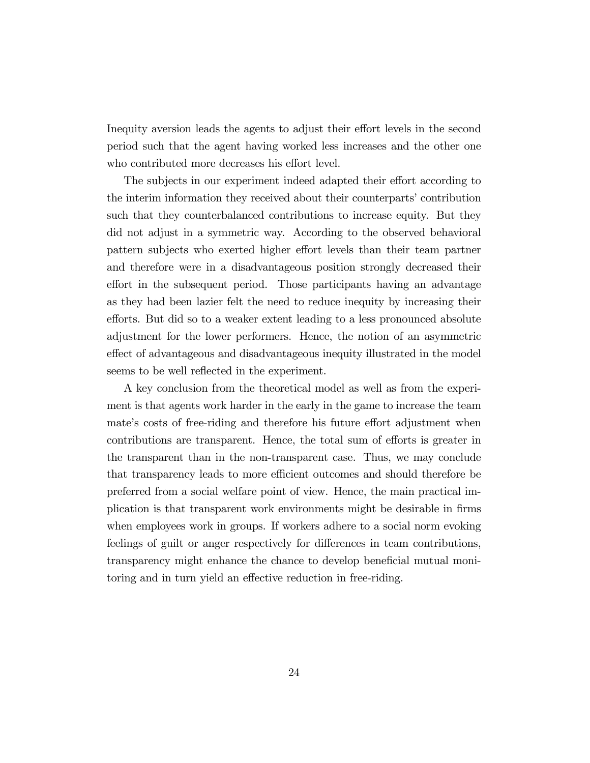Inequity aversion leads the agents to adjust their effort levels in the second period such that the agent having worked less increases and the other one who contributed more decreases his effort level.

The subjects in our experiment indeed adapted their effort according to the interim information they received about their counterparts' contribution such that they counterbalanced contributions to increase equity. But they did not adjust in a symmetric way. According to the observed behavioral pattern subjects who exerted higher effort levels than their team partner and therefore were in a disadvantageous position strongly decreased their effort in the subsequent period. Those participants having an advantage as they had been lazier felt the need to reduce inequity by increasing their efforts. But did so to a weaker extent leading to a less pronounced absolute adjustment for the lower performers. Hence, the notion of an asymmetric effect of advantageous and disadvantageous inequity illustrated in the model seems to be well reflected in the experiment.

A key conclusion from the theoretical model as well as from the experiment is that agents work harder in the early in the game to increase the team mate's costs of free-riding and therefore his future effort adjustment when contributions are transparent. Hence, the total sum of efforts is greater in the transparent than in the non-transparent case. Thus, we may conclude that transparency leads to more efficient outcomes and should therefore be preferred from a social welfare point of view. Hence, the main practical implication is that transparent work environments might be desirable in firms when employees work in groups. If workers adhere to a social norm evoking feelings of guilt or anger respectively for differences in team contributions, transparency might enhance the chance to develop beneficial mutual monitoring and in turn yield an effective reduction in free-riding.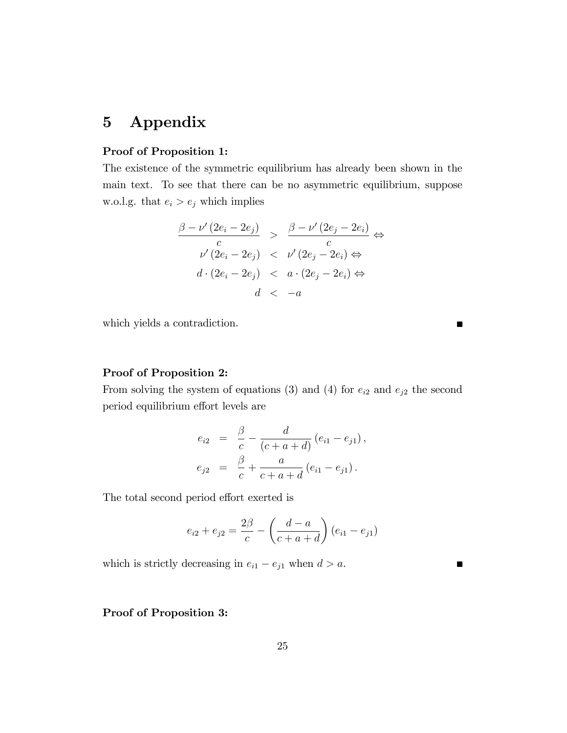# 5 Appendix

**Proof of Proposition 1:**

The existence of the symmetric equilibrium has already been shown in the main text. To see that there can be no asymmetric equilibrium, suppose w.o.l.g. that $e_i > e_j$ which implies

$$
\begin{aligned}
\frac{\beta - \nu'(2e_i - 2e_j)}{c} &> \frac{\beta - \nu'(2e_j - 2e_i)}{c} \Leftrightarrow \\
\nu'(2e_i - 2e_j) &< \nu'(2e_j - 2e_i) \Leftrightarrow \\
d \cdot (2e_i - 2e_j) &< a \cdot (2e_j - 2e_i) \Leftrightarrow \\
d &< -a
\end{aligned}
$$

which yields a contradiction. ■

**Proof of Proposition 2:**

From solving the system of equations (3) and (4) for $e_{i2}$ and $e_{j2}$ the second period equilibrium effort levels are

$$
\begin{aligned}
e_{i2} &= \frac{\beta}{c} - \frac{d}{(c+a+d)}(e_{i1} - e_{j1}), \\
e_{j2} &= \frac{\beta}{c} + \frac{a}{c+a+d}(e_{i1} - e_{j1}).
\end{aligned}
$$

The total second period effort exerted is

$$
e_{i2} + e_{j2} = \frac{2\beta}{c} - \left(\frac{d-a}{c+a+d}\right)(e_{i1} - e_{j1})
$$

which is strictly decreasing in $e_{i1} - e_{j1}$ when $d > a$. ■

**Proof of Proposition 3:**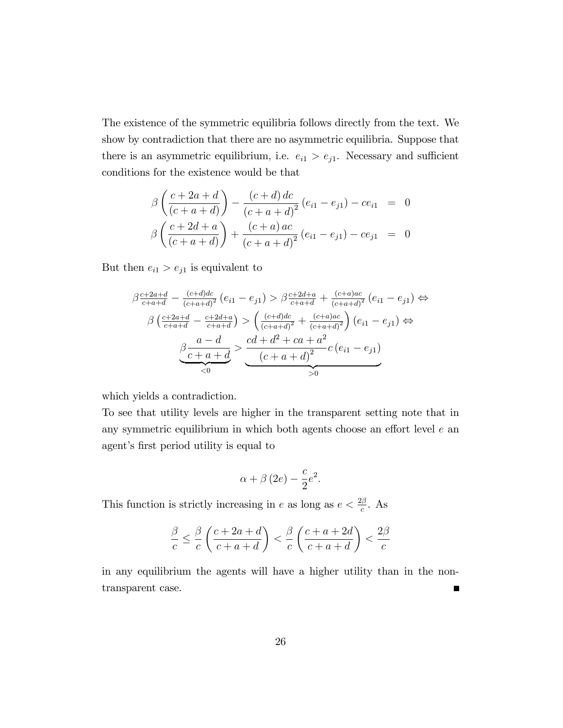The existence of the symmetric equilibria follows directly from the text. We show by contradiction that there are no asymmetric equilibria. Suppose that there is an asymmetric equilibrium, i.e. $e_{i1} > e_{j1}$. Necessary and sufficient conditions for the existence would be that

$$\begin{aligned}
\beta\left(\frac{c+2a+d}{(c+a+d)}\right) - \frac{(c+d)\,dc}{(c+a+d)^2}\left(e_{i1}-e_{j1}\right) - ce_{i1} &= 0 \\
\beta\left(\frac{c+2d+a}{(c+a+d)}\right) + \frac{(c+a)\,ac}{(c+a+d)^2}\left(e_{i1}-e_{j1}\right) - ce_{j1} &= 0
\end{aligned}$$

But then $e_{i1} > e_{j1}$ is equivalent to

$$\begin{gathered}
\beta\tfrac{c+2a+d}{c+a+d} - \tfrac{(c+d)dc}{(c+a+d)^2}\left(e_{i1}-e_{j1}\right) > \beta\tfrac{c+2d+a}{c+a+d} + \tfrac{(c+a)ac}{(c+a+d)^2}\left(e_{i1}-e_{j1}\right) \Leftrightarrow \\
\beta\left(\tfrac{c+2a+d}{c+a+d} - \tfrac{c+2d+a}{c+a+d}\right) > \left(\tfrac{(c+d)dc}{(c+a+d)^2} + \tfrac{(c+a)ac}{(c+a+d)^2}\right)\left(e_{i1}-e_{j1}\right) \Leftrightarrow \\
\underbrace{\beta\frac{a-d}{c+a+d}}_{<0} > \underbrace{\frac{cd+d^2+ca+a^2}{(c+a+d)^2}c\left(e_{i1}-e_{j1}\right)}_{>0}
\end{gathered}$$

which yields a contradiction.

To see that utility levels are higher in the transparent setting note that in any symmetric equilibrium in which both agents choose an effort level $e$ an agent's first period utility is equal to

$$\alpha + \beta\left(2e\right) - \frac{c}{2}e^2.$$

This function is strictly increasing in $e$ as long as $e < \frac{2\beta}{c}$. As

$$\frac{\beta}{c} \leq \frac{\beta}{c}\left(\frac{c+2a+d}{c+a+d}\right) < \frac{\beta}{c}\left(\frac{c+a+2d}{c+a+d}\right) < \frac{2\beta}{c}$$

in any equilibrium the agents will have a higher utility than in the non-transparent case. ■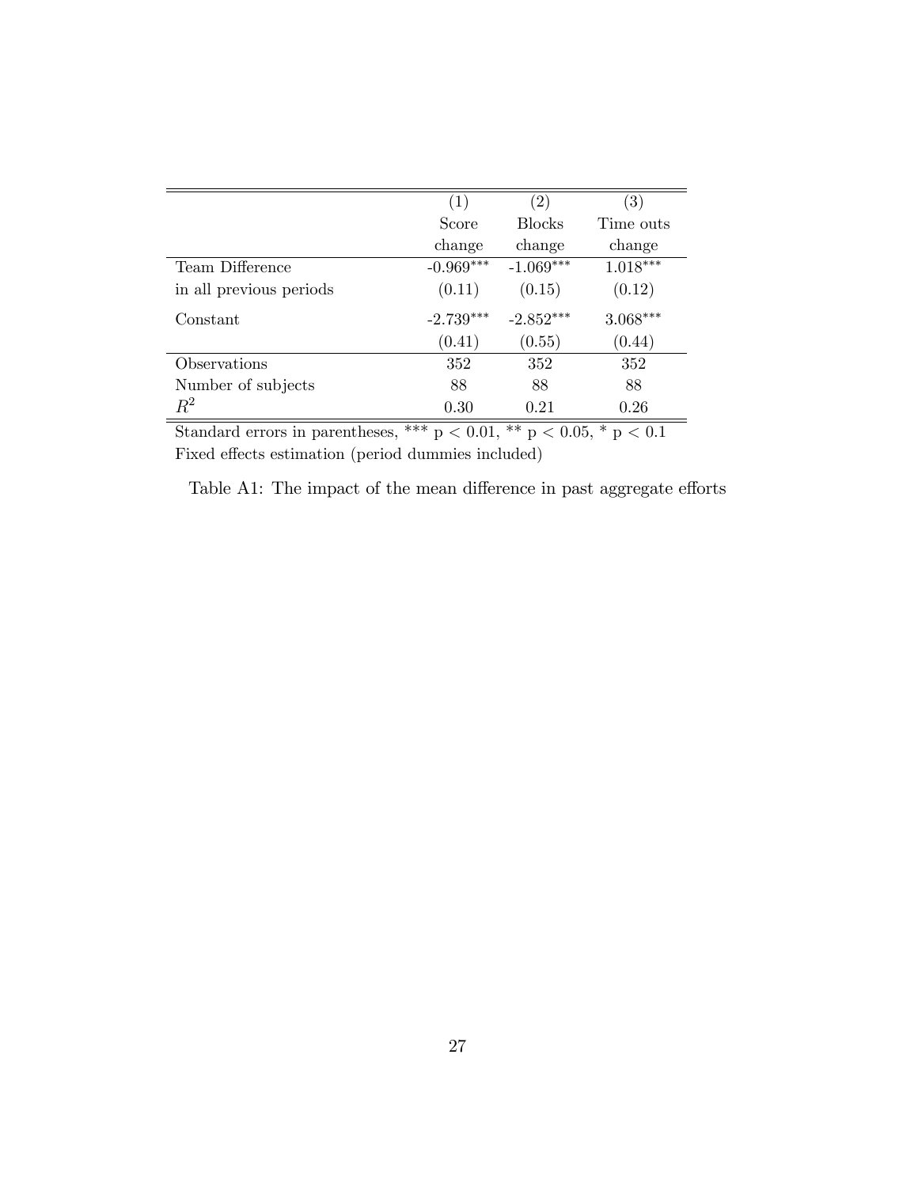| | (1) | (2) | (3) |
|---|---|---|---|
| | Score change | Blocks change | Time outs change |
| Team Difference in all previous periods | -0.969*** | -1.069*** | 1.018*** |
| | (0.11) | (0.15) | (0.12) |
| Constant | -2.739*** | -2.852*** | 3.068*** |
| | (0.41) | (0.55) | (0.44) |
| Observations | 352 | 352 | 352 |
| Number of subjects | 88 | 88 | 88 |
| $R^2$ | 0.30 | 0.21 | 0.26 |

Standard errors in parentheses, *** $p < 0.01$, ** $p < 0.05$, * $p < 0.1$
Fixed effects estimation (period dummies included)

Table A1: The impact of the mean difference in past aggregate efforts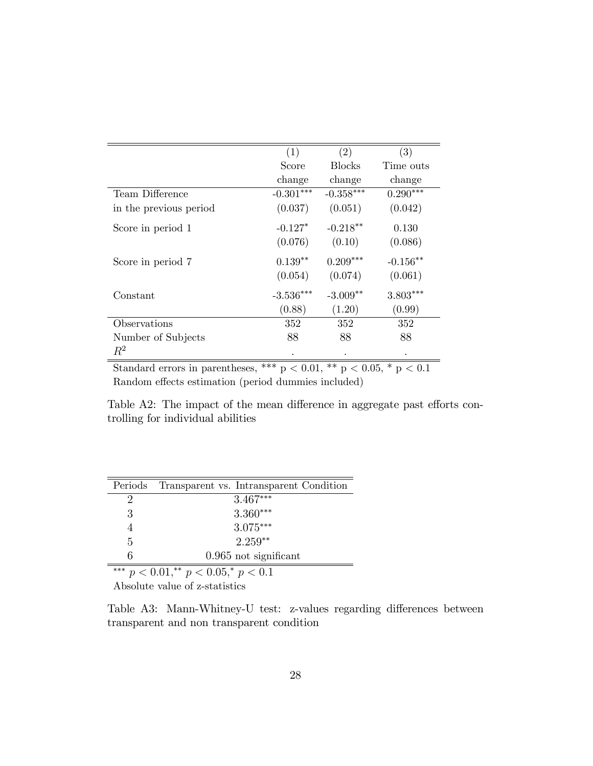| | (1) Score change | (2) Blocks change | (3) Time outs change |
|---|---|---|---|
| Team Difference in the previous period | -0.301*** | -0.358*** | 0.290*** |
| | (0.037) | (0.051) | (0.042) |
| Score in period 1 | -0.127* | -0.218** | 0.130 |
| | (0.076) | (0.10) | (0.086) |
| Score in period 7 | 0.139** | 0.209*** | -0.156** |
| | (0.054) | (0.074) | (0.061) |
| Constant | -3.536*** | -3.009** | 3.803*** |
| | (0.88) | (1.20) | (0.99) |
| Observations | 352 | 352 | 352 |
| Number of Subjects | 88 | 88 | 88 |
| $R^2$ | . | . | . |

Standard errors in parentheses, *** $p < 0.01$, ** $p < 0.05$, * $p < 0.1$
Random effects estimation (period dummies included)

Table A2: The impact of the mean difference in aggregate past efforts controlling for individual abilities

| Periods | Transparent vs. Intransparent Condition |
|---|---|
| 2 | 3.467*** |
| 3 | 3.360*** |
| 4 | 3.075*** |
| 5 | 2.259** |
| 6 | 0.965 not significant |

*** $p < 0.01$, ** $p < 0.05$, * $p < 0.1$
Absolute value of z-statistics

Table A3: Mann-Whitney-U test: z-values regarding differences between transparent and non transparent condition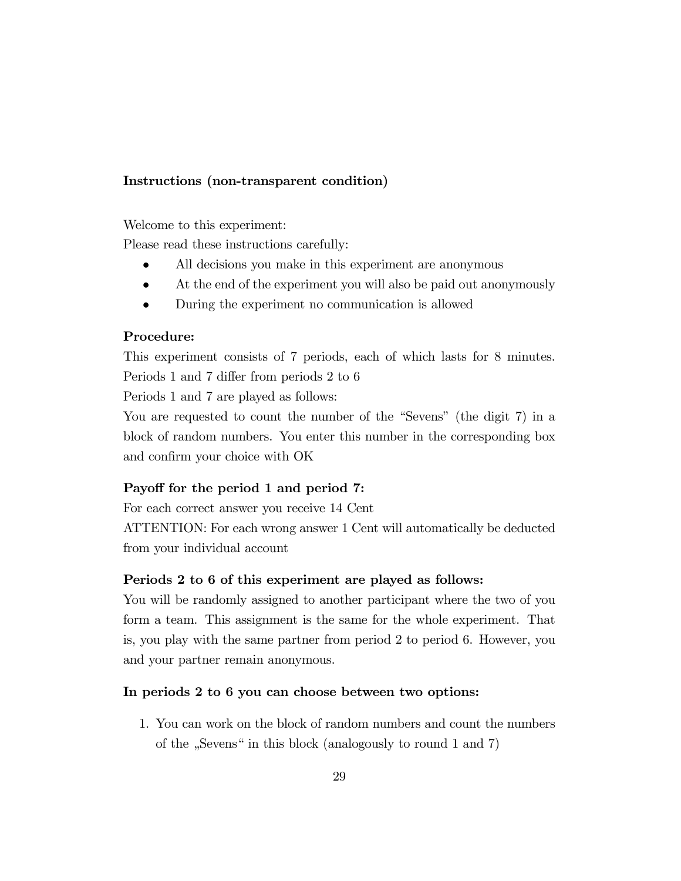**Instructions (non-transparent condition)**

Welcome to this experiment:
Please read these instructions carefully:

- All decisions you make in this experiment are anonymous
- At the end of the experiment you will also be paid out anonymously
- During the experiment no communication is allowed

**Procedure:**

This experiment consists of 7 periods, each of which lasts for 8 minutes. Periods 1 and 7 differ from periods 2 to 6

Periods 1 and 7 are played as follows:

You are requested to count the number of the "Sevens" (the digit 7) in a block of random numbers. You enter this number in the corresponding box and confirm your choice with OK

**Payoff for the period 1 and period 7:**

For each correct answer you receive 14 Cent

ATTENTION: For each wrong answer 1 Cent will automatically be deducted from your individual account

**Periods 2 to 6 of this experiment are played as follows:**

You will be randomly assigned to another participant where the two of you form a team. This assignment is the same for the whole experiment. That is, you play with the same partner from period 2 to period 6. However, you and your partner remain anonymous.

**In periods 2 to 6 you can choose between two options:**

1. You can work on the block of random numbers and count the numbers of the „Sevens" in this block (analogously to round 1 and 7)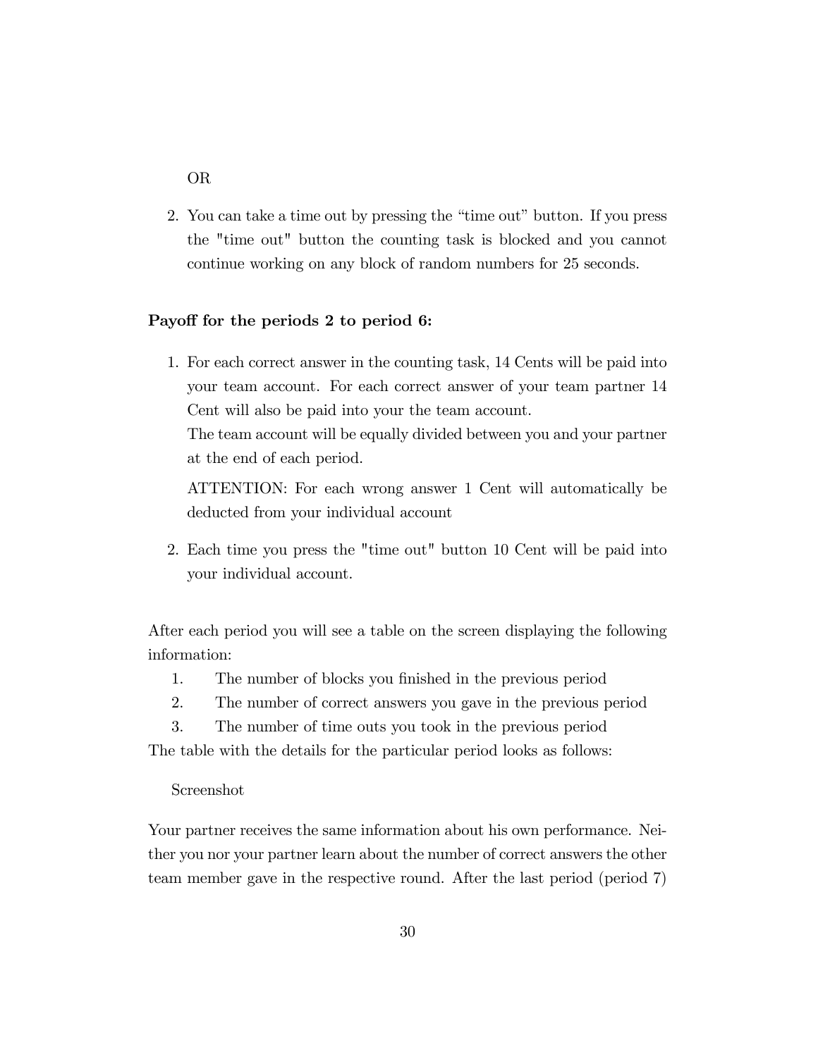OR

2. You can take a time out by pressing the “time out” button. If you press the "time out" button the counting task is blocked and you cannot continue working on any block of random numbers for 25 seconds.

**Payoff for the periods 2 to period 6:**

1. For each correct answer in the counting task, 14 Cents will be paid into your team account. For each correct answer of your team partner 14 Cent will also be paid into your the team account.
   The team account will be equally divided between you and your partner at the end of each period.

   ATTENTION: For each wrong answer 1 Cent will automatically be deducted from your individual account

2. Each time you press the "time out" button 10 Cent will be paid into your individual account.

After each period you will see a table on the screen displaying the following information:

1. The number of blocks you finished in the previous period
2. The number of correct answers you gave in the previous period
3. The number of time outs you took in the previous period

The table with the details for the particular period looks as follows:

Screenshot

Your partner receives the same information about his own performance. Neither you nor your partner learn about the number of correct answers the other team member gave in the respective round. After the last period (period 7)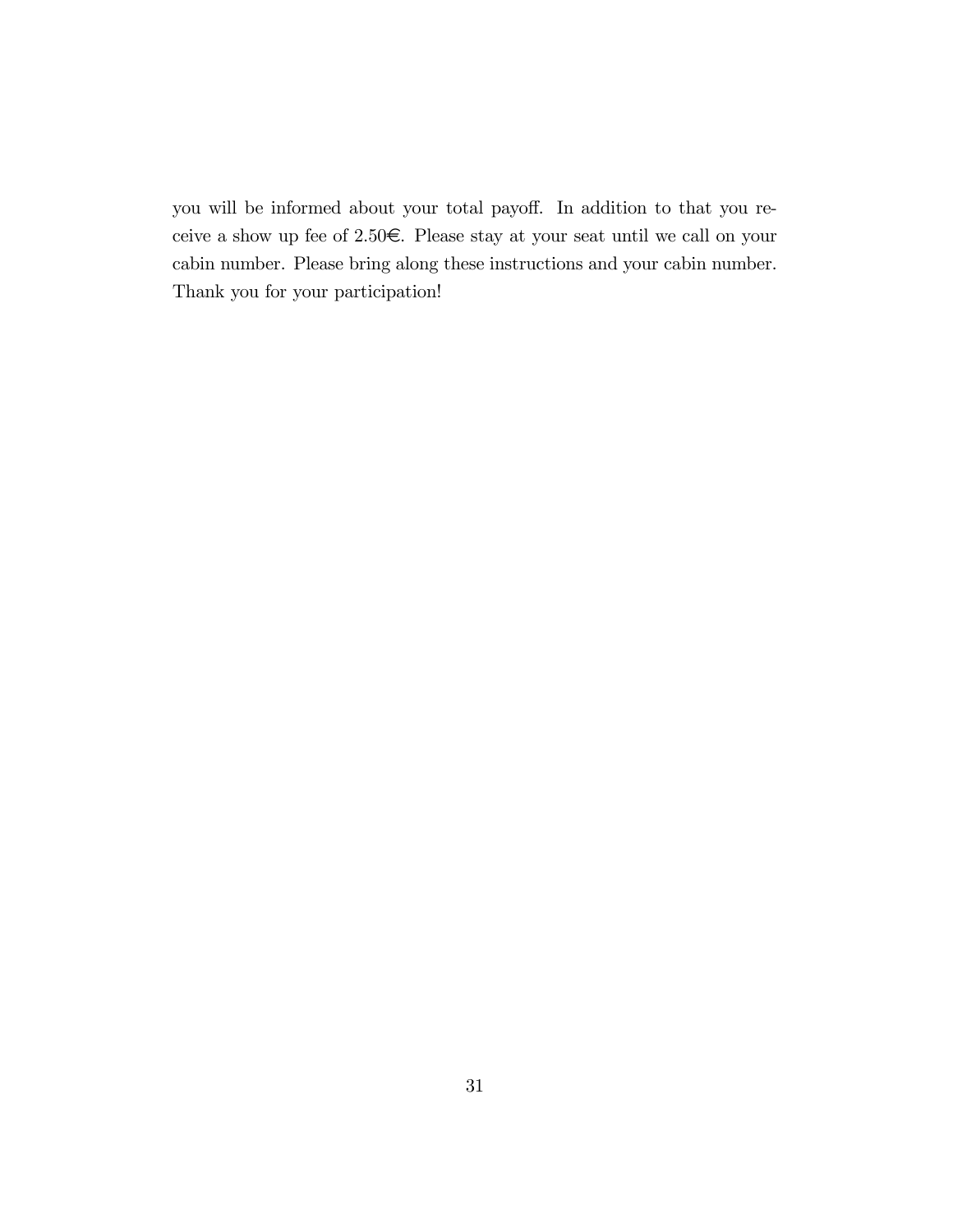you will be informed about your total payoff. In addition to that you receive a show up fee of 2.50€. Please stay at your seat until we call on your cabin number. Please bring along these instructions and your cabin number. Thank you for your participation!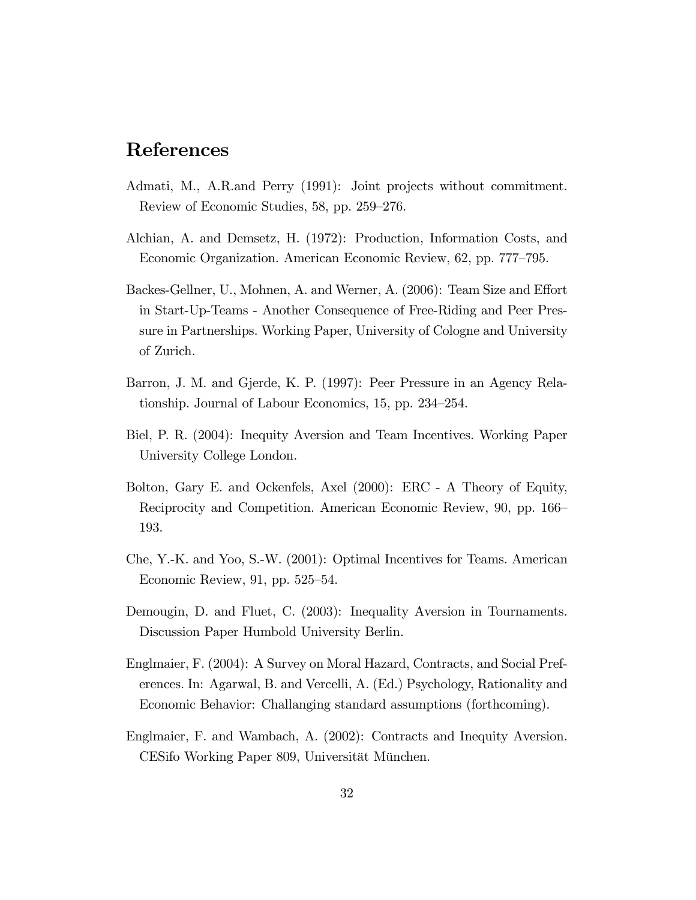# References

Admati, M., A.R.and Perry (1991): Joint projects without commitment. Review of Economic Studies, 58, pp. 259–276.

Alchian, A. and Demsetz, H. (1972): Production, Information Costs, and Economic Organization. American Economic Review, 62, pp. 777–795.

Backes-Gellner, U., Mohnen, A. and Werner, A. (2006): Team Size and Effort in Start-Up-Teams - Another Consequence of Free-Riding and Peer Pressure in Partnerships. Working Paper, University of Cologne and University of Zurich.

Barron, J. M. and Gjerde, K. P. (1997): Peer Pressure in an Agency Relationship. Journal of Labour Economics, 15, pp. 234–254.

Biel, P. R. (2004): Inequity Aversion and Team Incentives. Working Paper University College London.

Bolton, Gary E. and Ockenfels, Axel (2000): ERC - A Theory of Equity, Reciprocity and Competition. American Economic Review, 90, pp. 166–193.

Che, Y.-K. and Yoo, S.-W. (2001): Optimal Incentives for Teams. American Economic Review, 91, pp. 525–54.

Demougin, D. and Fluet, C. (2003): Inequality Aversion in Tournaments. Discussion Paper Humbold University Berlin.

Englmaier, F. (2004): A Survey on Moral Hazard, Contracts, and Social Preferences. In: Agarwal, B. and Vercelli, A. (Ed.) Psychology, Rationality and Economic Behavior: Challanging standard assumptions (forthcoming).

Englmaier, F. and Wambach, A. (2002): Contracts and Inequity Aversion. CESifo Working Paper 809, Universität München.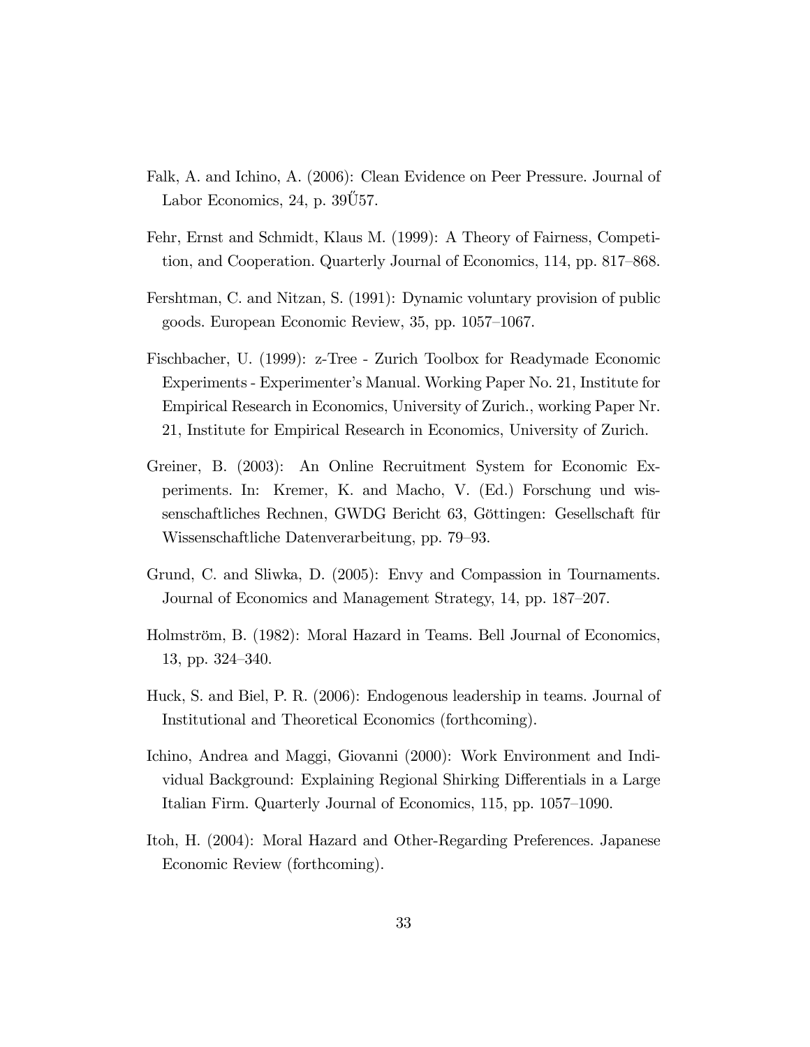Falk, A. and Ichino, A. (2006): Clean Evidence on Peer Pressure. Journal of Labor Economics, 24, p. 39Ű57.

Fehr, Ernst and Schmidt, Klaus M. (1999): A Theory of Fairness, Competition, and Cooperation. Quarterly Journal of Economics, 114, pp. 817–868.

Fershtman, C. and Nitzan, S. (1991): Dynamic voluntary provision of public goods. European Economic Review, 35, pp. 1057–1067.

Fischbacher, U. (1999): z-Tree - Zurich Toolbox for Readymade Economic Experiments - Experimenter's Manual. Working Paper No. 21, Institute for Empirical Research in Economics, University of Zurich., working Paper Nr. 21, Institute for Empirical Research in Economics, University of Zurich.

Greiner, B. (2003): An Online Recruitment System for Economic Experiments. In: Kremer, K. and Macho, V. (Ed.) Forschung und wissenschaftliches Rechnen, GWDG Bericht 63, Göttingen: Gesellschaft für Wissenschaftliche Datenverarbeitung, pp. 79–93.

Grund, C. and Sliwka, D. (2005): Envy and Compassion in Tournaments. Journal of Economics and Management Strategy, 14, pp. 187–207.

Holmström, B. (1982): Moral Hazard in Teams. Bell Journal of Economics, 13, pp. 324–340.

Huck, S. and Biel, P. R. (2006): Endogenous leadership in teams. Journal of Institutional and Theoretical Economics (forthcoming).

Ichino, Andrea and Maggi, Giovanni (2000): Work Environment and Individual Background: Explaining Regional Shirking Differentials in a Large Italian Firm. Quarterly Journal of Economics, 115, pp. 1057–1090.

Itoh, H. (2004): Moral Hazard and Other-Regarding Preferences. Japanese Economic Review (forthcoming).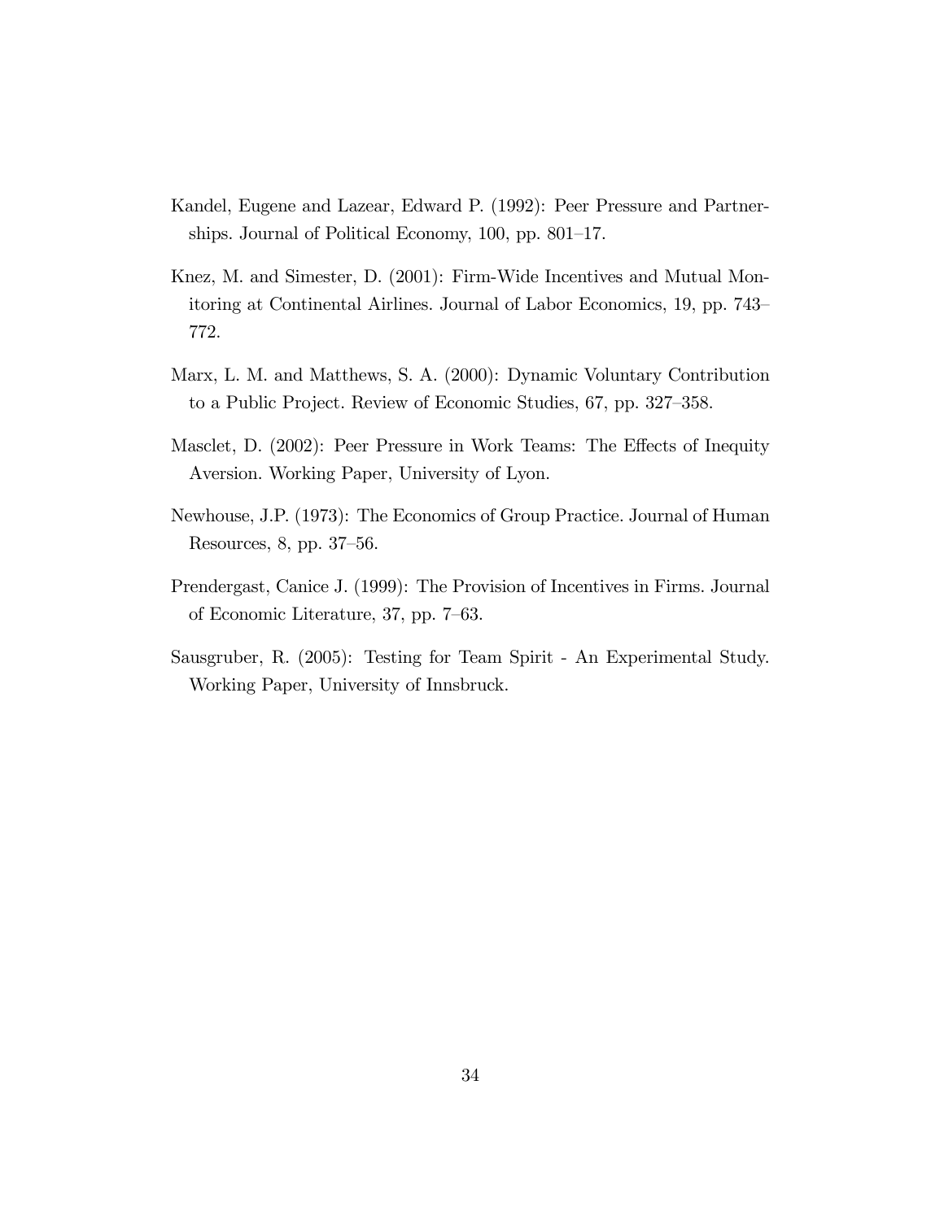Kandel, Eugene and Lazear, Edward P. (1992): Peer Pressure and Partnerships. Journal of Political Economy, 100, pp. 801–17.

Knez, M. and Simester, D. (2001): Firm-Wide Incentives and Mutual Monitoring at Continental Airlines. Journal of Labor Economics, 19, pp. 743–772.

Marx, L. M. and Matthews, S. A. (2000): Dynamic Voluntary Contribution to a Public Project. Review of Economic Studies, 67, pp. 327–358.

Masclet, D. (2002): Peer Pressure in Work Teams: The Effects of Inequity Aversion. Working Paper, University of Lyon.

Newhouse, J.P. (1973): The Economics of Group Practice. Journal of Human Resources, 8, pp. 37–56.

Prendergast, Canice J. (1999): The Provision of Incentives in Firms. Journal of Economic Literature, 37, pp. 7–63.

Sausgruber, R. (2005): Testing for Team Spirit - An Experimental Study. Working Paper, University of Innsbruck.